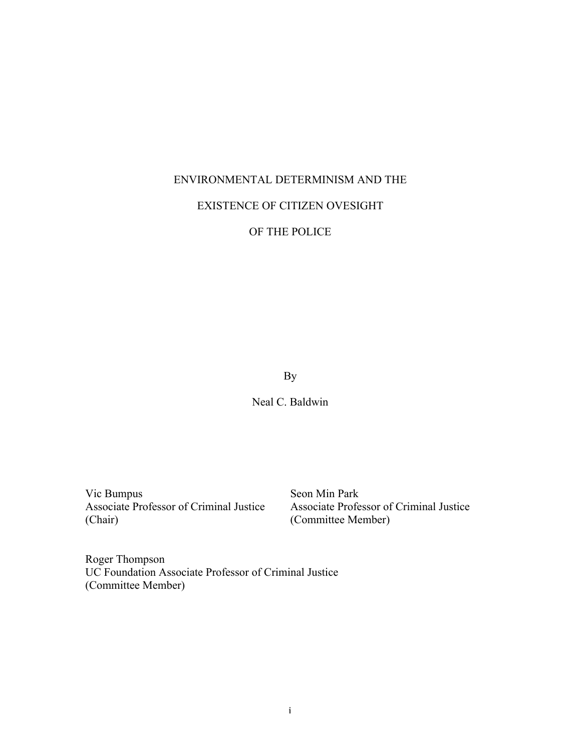# ENVIRONMENTAL DETERMINISM AND THE EXISTENCE OF CITIZEN OVESIGHT OF THE POLICE

By

Neal C. Baldwin

Vic Bumpus
Associate Professor of Criminal Justice
(Chair)

Seon Min Park
Associate Professor of Criminal Justice
(Committee Member)

Roger Thompson
UC Foundation Associate Professor of Criminal Justice
(Committee Member)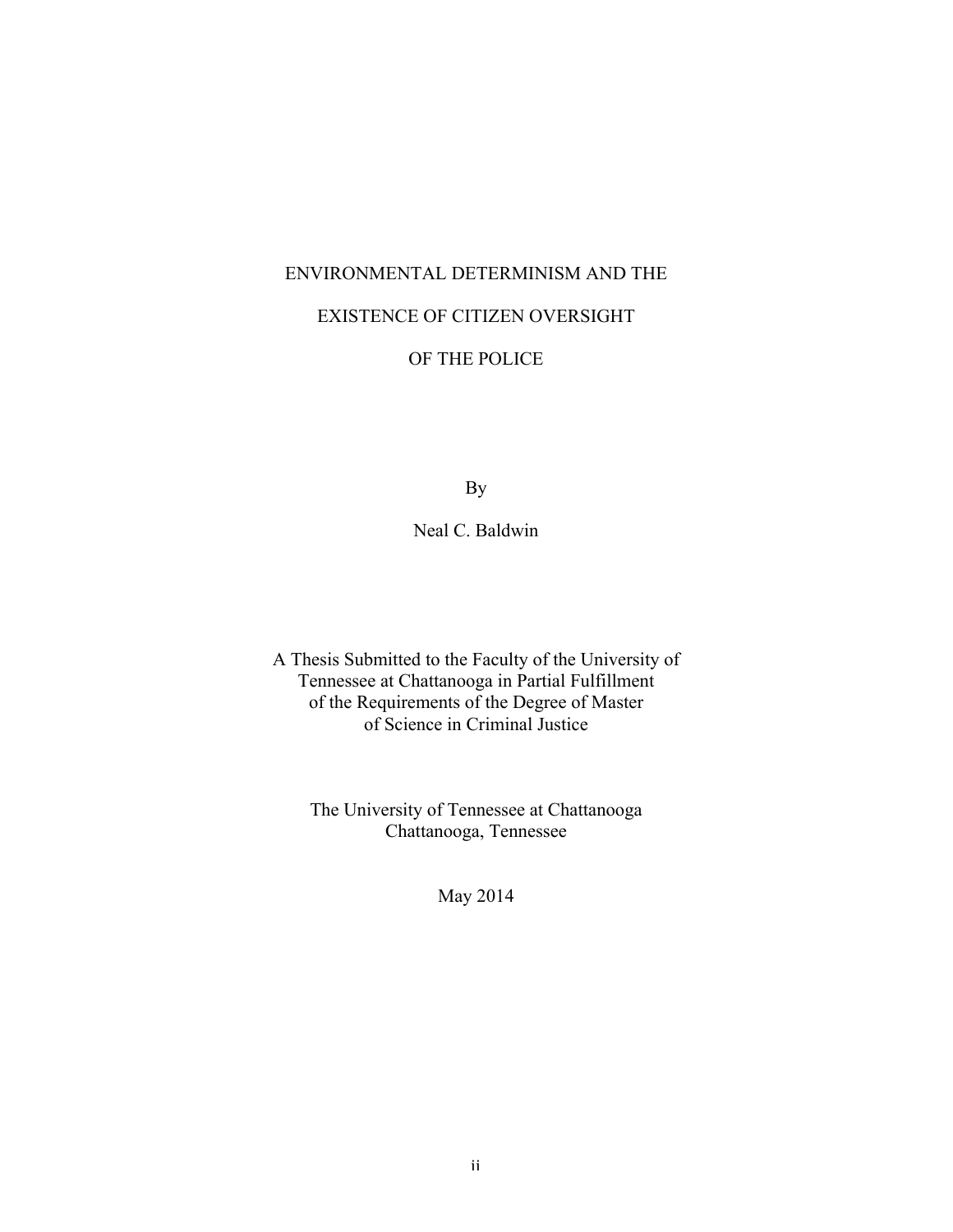# ENVIRONMENTAL DETERMINISM AND THE EXISTENCE OF CITIZEN OVERSIGHT OF THE POLICE

By

Neal C. Baldwin

A Thesis Submitted to the Faculty of the University of Tennessee at Chattanooga in Partial Fulfillment of the Requirements of the Degree of Master of Science in Criminal Justice

The University of Tennessee at Chattanooga
Chattanooga, Tennessee

May 2014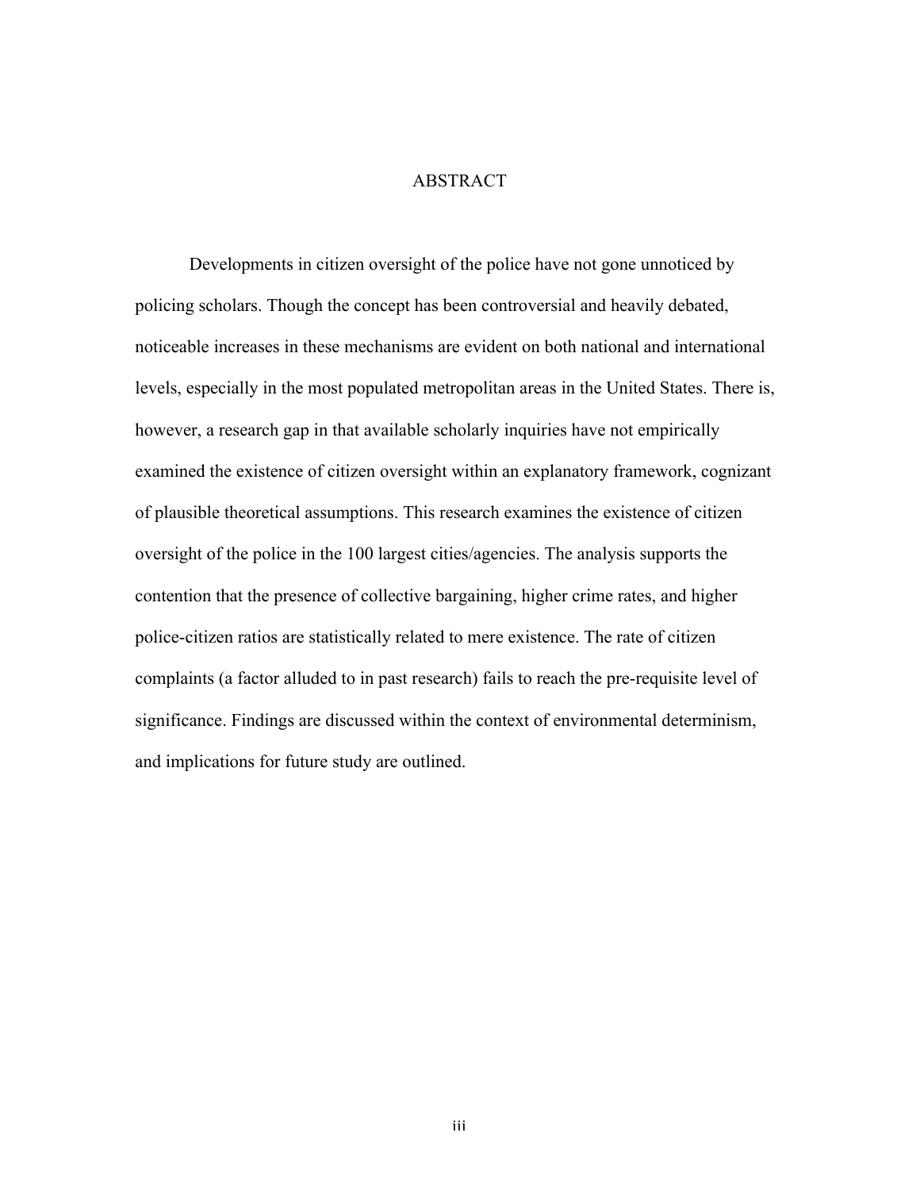# ABSTRACT

Developments in citizen oversight of the police have not gone unnoticed by policing scholars. Though the concept has been controversial and heavily debated, noticeable increases in these mechanisms are evident on both national and international levels, especially in the most populated metropolitan areas in the United States. There is, however, a research gap in that available scholarly inquiries have not empirically examined the existence of citizen oversight within an explanatory framework, cognizant of plausible theoretical assumptions. This research examines the existence of citizen oversight of the police in the 100 largest cities/agencies. The analysis supports the contention that the presence of collective bargaining, higher crime rates, and higher police-citizen ratios are statistically related to mere existence. The rate of citizen complaints (a factor alluded to in past research) fails to reach the pre-requisite level of significance. Findings are discussed within the context of environmental determinism, and implications for future study are outlined.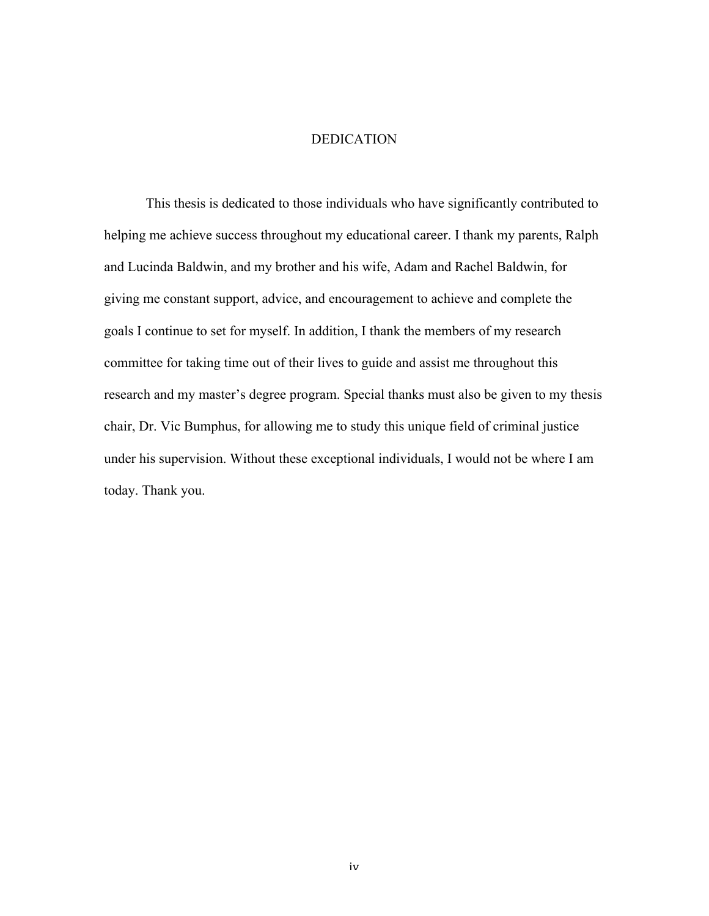# DEDICATION

This thesis is dedicated to those individuals who have significantly contributed to helping me achieve success throughout my educational career. I thank my parents, Ralph and Lucinda Baldwin, and my brother and his wife, Adam and Rachel Baldwin, for giving me constant support, advice, and encouragement to achieve and complete the goals I continue to set for myself. In addition, I thank the members of my research committee for taking time out of their lives to guide and assist me throughout this research and my master's degree program. Special thanks must also be given to my thesis chair, Dr. Vic Bumphus, for allowing me to study this unique field of criminal justice under his supervision. Without these exceptional individuals, I would not be where I am today. Thank you.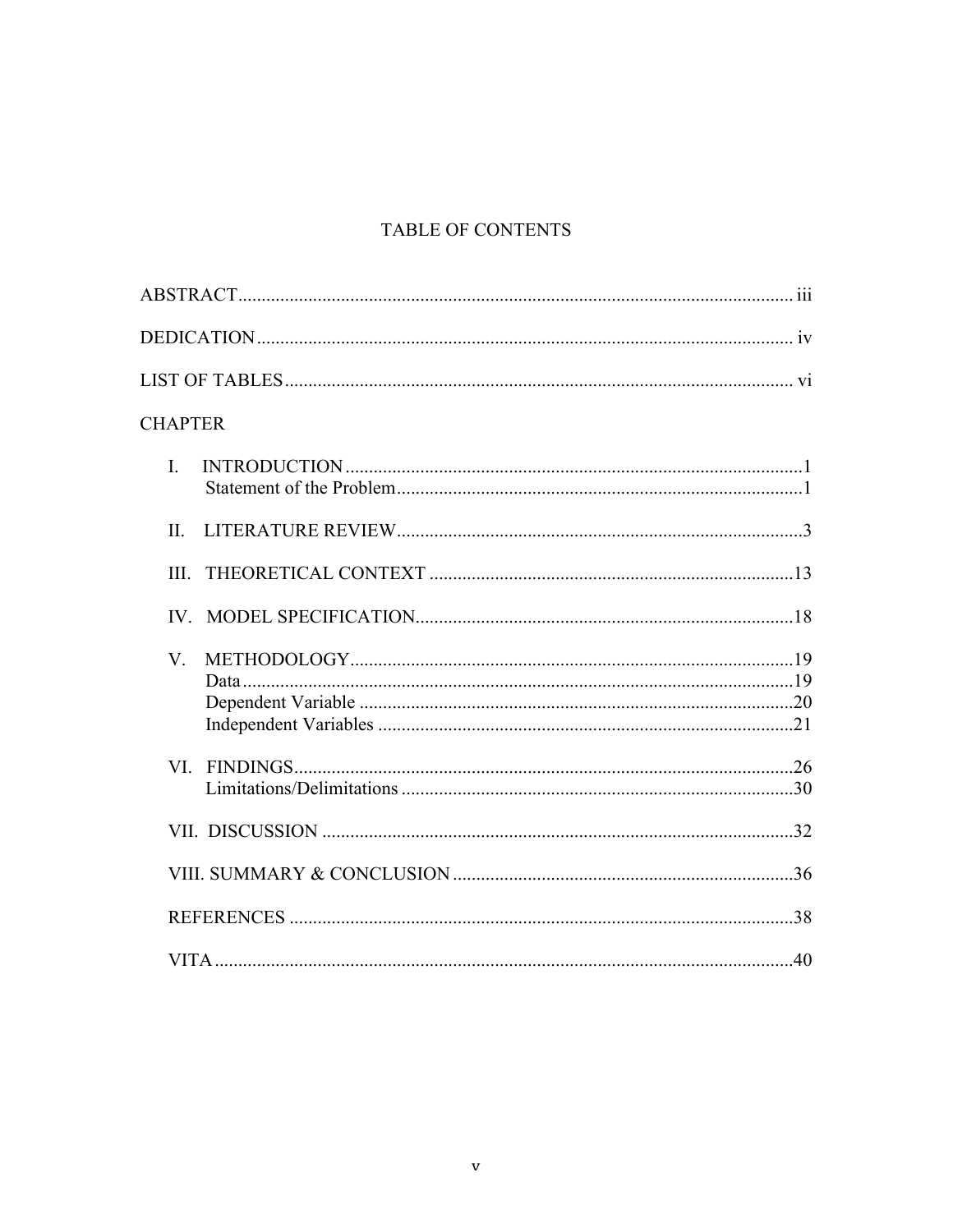# TABLE OF CONTENTS

ABSTRACT .......... iii

DEDICATION .......... iv

LIST OF TABLES .......... vi

CHAPTER

I. INTRODUCTION .......... 1
   Statement of the Problem .......... 1

II. LITERATURE REVIEW .......... 3

III. THEORETICAL CONTEXT .......... 13

IV. MODEL SPECIFICATION .......... 18

V. METHODOLOGY .......... 19
   Data .......... 19
   Dependent Variable .......... 20
   Independent Variables .......... 21

VI. FINDINGS .......... 26
   Limitations/Delimitations .......... 30

VII. DISCUSSION .......... 32

VIII. SUMMARY & CONCLUSION .......... 36

REFERENCES .......... 38

VITA .......... 40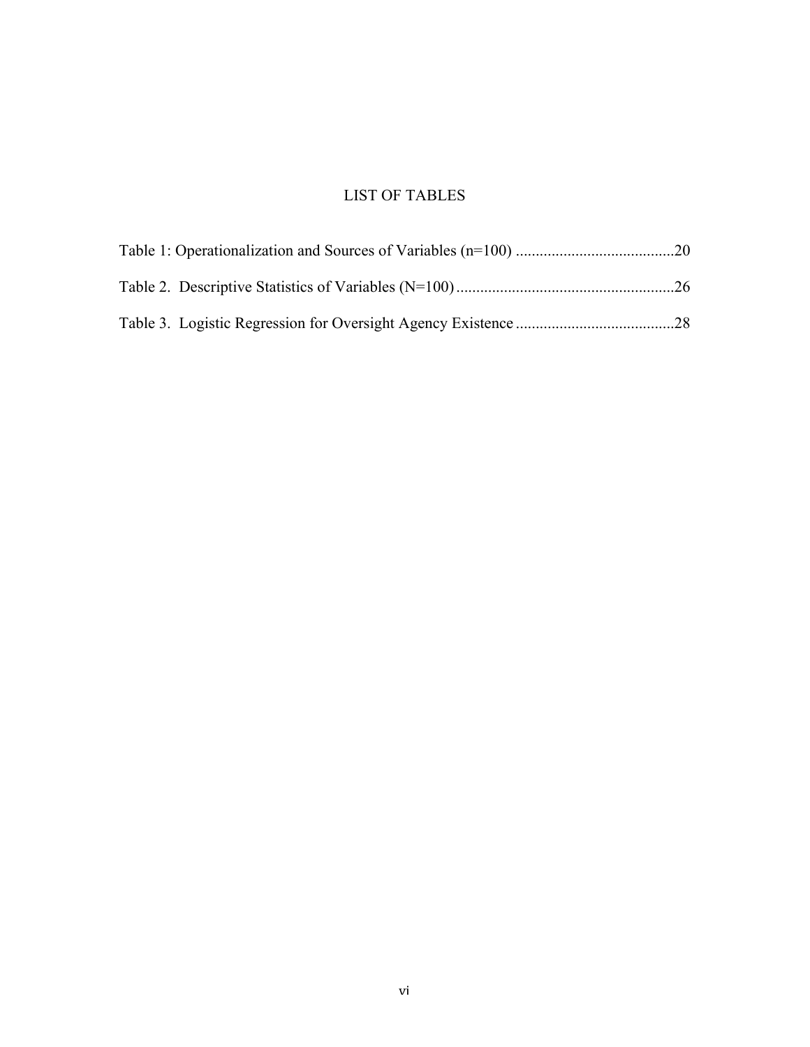# LIST OF TABLES

Table 1: Operationalization and Sources of Variables (n=100) ........................................20

Table 2. Descriptive Statistics of Variables (N=100) ......................................................26

Table 3. Logistic Regression for Oversight Agency Existence ........................................28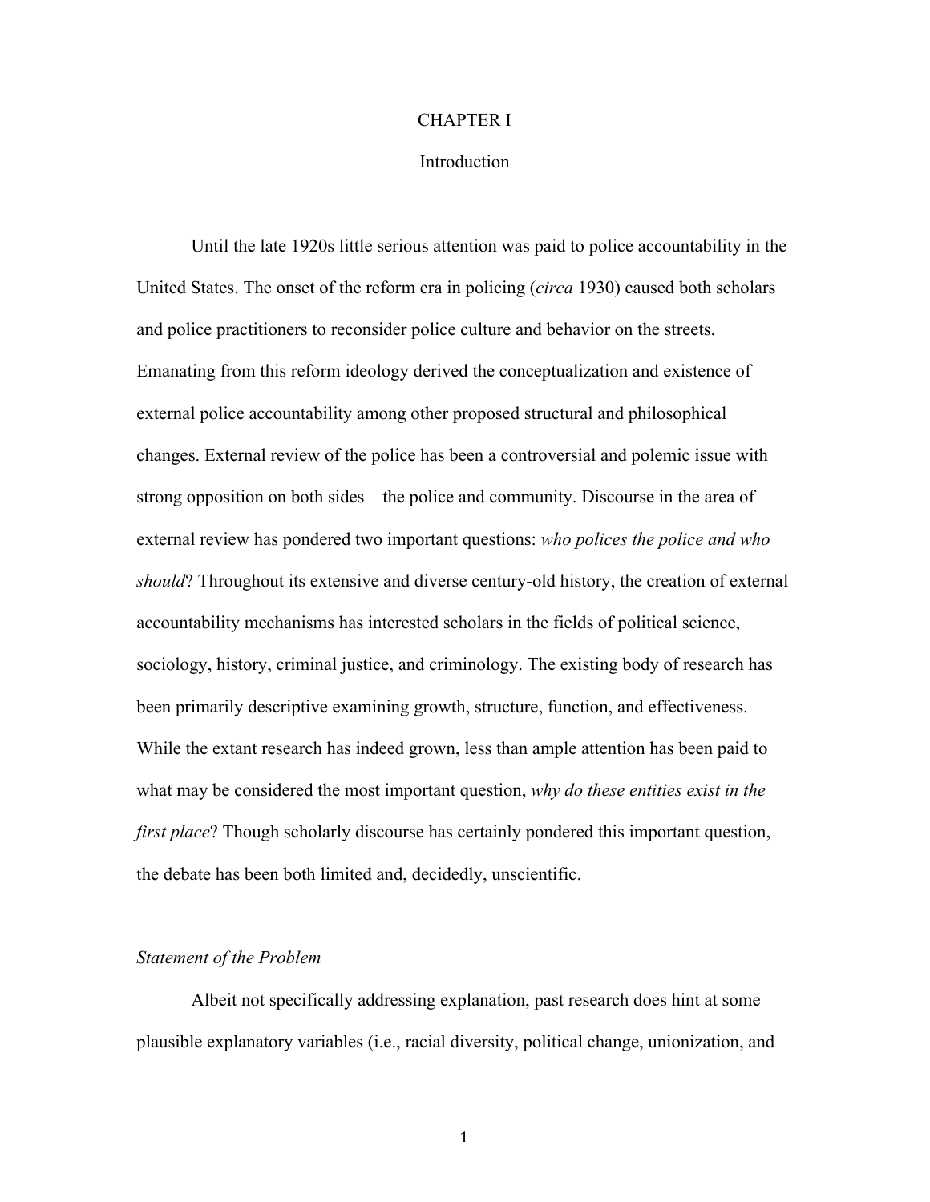# CHAPTER I

## Introduction

Until the late 1920s little serious attention was paid to police accountability in the United States. The onset of the reform era in policing (*circa* 1930) caused both scholars and police practitioners to reconsider police culture and behavior on the streets. Emanating from this reform ideology derived the conceptualization and existence of external police accountability among other proposed structural and philosophical changes. External review of the police has been a controversial and polemic issue with strong opposition on both sides – the police and community. Discourse in the area of external review has pondered two important questions: *who polices the police and who should*? Throughout its extensive and diverse century-old history, the creation of external accountability mechanisms has interested scholars in the fields of political science, sociology, history, criminal justice, and criminology. The existing body of research has been primarily descriptive examining growth, structure, function, and effectiveness. While the extant research has indeed grown, less than ample attention has been paid to what may be considered the most important question, *why do these entities exist in the first place*? Though scholarly discourse has certainly pondered this important question, the debate has been both limited and, decidedly, unscientific.

### *Statement of the Problem*

Albeit not specifically addressing explanation, past research does hint at some plausible explanatory variables (i.e., racial diversity, political change, unionization, and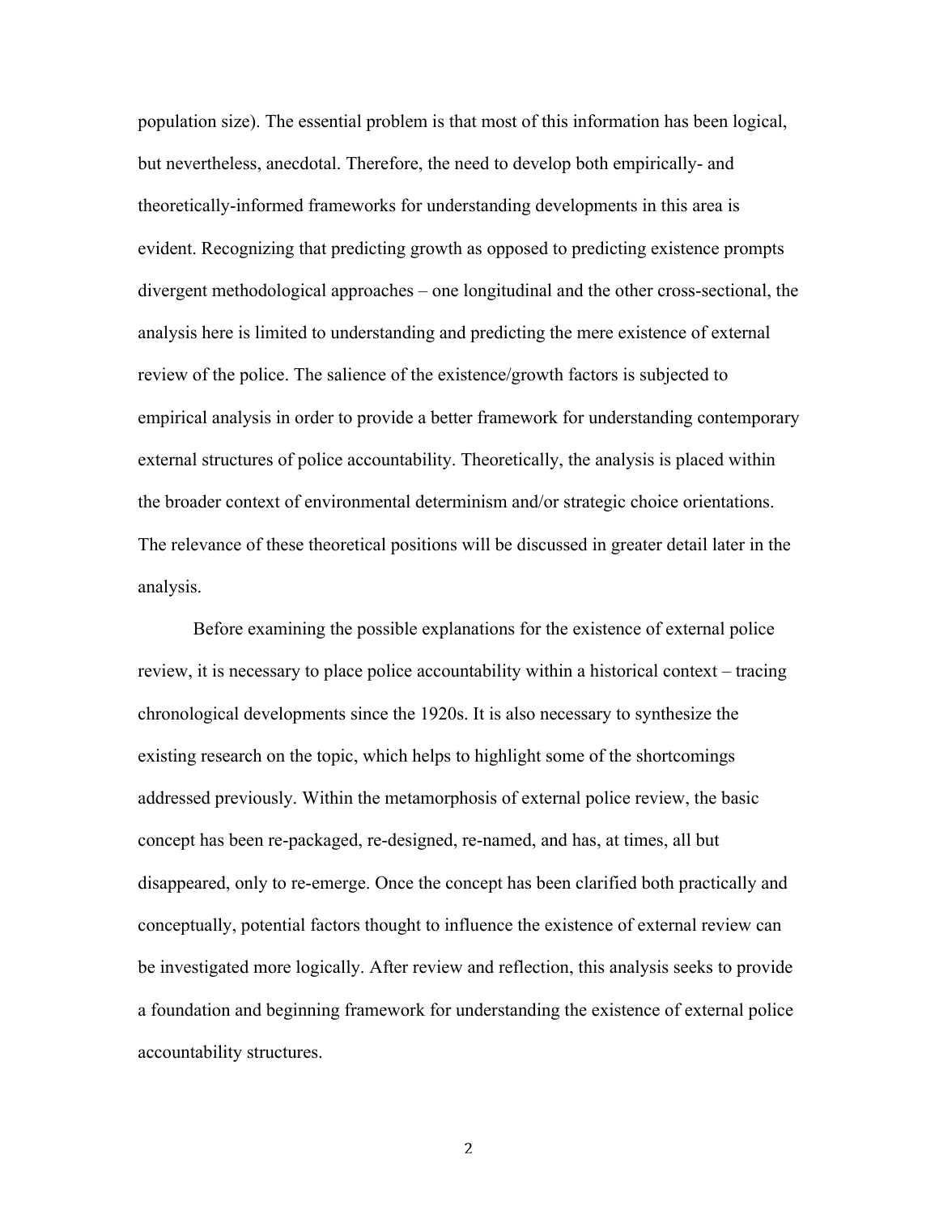population size). The essential problem is that most of this information has been logical, but nevertheless, anecdotal. Therefore, the need to develop both empirically- and theoretically-informed frameworks for understanding developments in this area is evident. Recognizing that predicting growth as opposed to predicting existence prompts divergent methodological approaches – one longitudinal and the other cross-sectional, the analysis here is limited to understanding and predicting the mere existence of external review of the police. The salience of the existence/growth factors is subjected to empirical analysis in order to provide a better framework for understanding contemporary external structures of police accountability. Theoretically, the analysis is placed within the broader context of environmental determinism and/or strategic choice orientations. The relevance of these theoretical positions will be discussed in greater detail later in the analysis.

Before examining the possible explanations for the existence of external police review, it is necessary to place police accountability within a historical context – tracing chronological developments since the 1920s. It is also necessary to synthesize the existing research on the topic, which helps to highlight some of the shortcomings addressed previously. Within the metamorphosis of external police review, the basic concept has been re-packaged, re-designed, re-named, and has, at times, all but disappeared, only to re-emerge. Once the concept has been clarified both practically and conceptually, potential factors thought to influence the existence of external review can be investigated more logically. After review and reflection, this analysis seeks to provide a foundation and beginning framework for understanding the existence of external police accountability structures.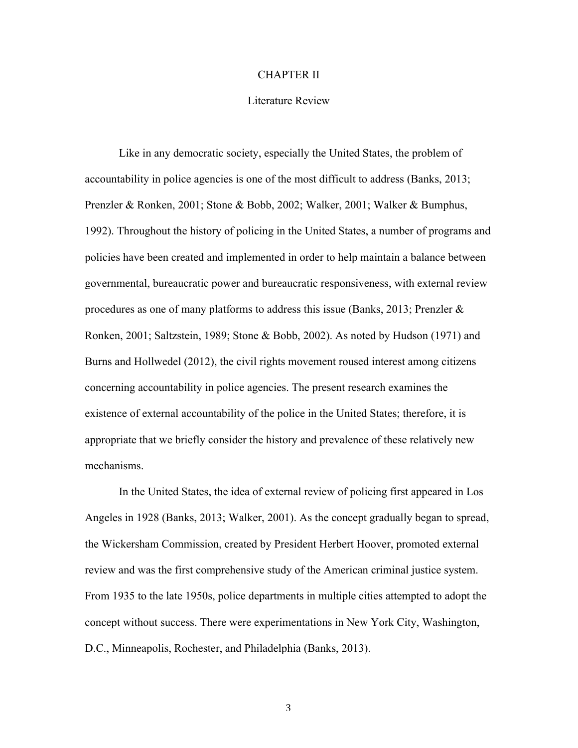# CHAPTER II

## Literature Review

Like in any democratic society, especially the United States, the problem of accountability in police agencies is one of the most difficult to address (Banks, 2013; Prenzler & Ronken, 2001; Stone & Bobb, 2002; Walker, 2001; Walker & Bumphus, 1992). Throughout the history of policing in the United States, a number of programs and policies have been created and implemented in order to help maintain a balance between governmental, bureaucratic power and bureaucratic responsiveness, with external review procedures as one of many platforms to address this issue (Banks, 2013; Prenzler & Ronken, 2001; Saltzstein, 1989; Stone & Bobb, 2002). As noted by Hudson (1971) and Burns and Hollwedel (2012), the civil rights movement roused interest among citizens concerning accountability in police agencies. The present research examines the existence of external accountability of the police in the United States; therefore, it is appropriate that we briefly consider the history and prevalence of these relatively new mechanisms.

In the United States, the idea of external review of policing first appeared in Los Angeles in 1928 (Banks, 2013; Walker, 2001). As the concept gradually began to spread, the Wickersham Commission, created by President Herbert Hoover, promoted external review and was the first comprehensive study of the American criminal justice system. From 1935 to the late 1950s, police departments in multiple cities attempted to adopt the concept without success. There were experimentations in New York City, Washington, D.C., Minneapolis, Rochester, and Philadelphia (Banks, 2013).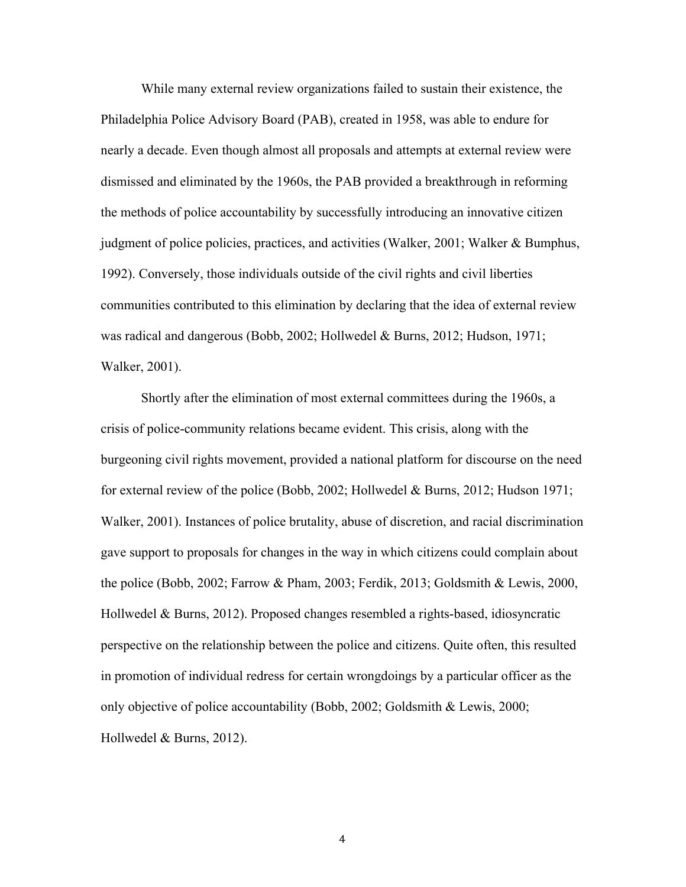While many external review organizations failed to sustain their existence, the Philadelphia Police Advisory Board (PAB), created in 1958, was able to endure for nearly a decade. Even though almost all proposals and attempts at external review were dismissed and eliminated by the 1960s, the PAB provided a breakthrough in reforming the methods of police accountability by successfully introducing an innovative citizen judgment of police policies, practices, and activities (Walker, 2001; Walker & Bumphus, 1992). Conversely, those individuals outside of the civil rights and civil liberties communities contributed to this elimination by declaring that the idea of external review was radical and dangerous (Bobb, 2002; Hollwedel & Burns, 2012; Hudson, 1971; Walker, 2001).

Shortly after the elimination of most external committees during the 1960s, a crisis of police-community relations became evident. This crisis, along with the burgeoning civil rights movement, provided a national platform for discourse on the need for external review of the police (Bobb, 2002; Hollwedel & Burns, 2012; Hudson 1971; Walker, 2001). Instances of police brutality, abuse of discretion, and racial discrimination gave support to proposals for changes in the way in which citizens could complain about the police (Bobb, 2002; Farrow & Pham, 2003; Ferdik, 2013; Goldsmith & Lewis, 2000, Hollwedel & Burns, 2012). Proposed changes resembled a rights-based, idiosyncratic perspective on the relationship between the police and citizens. Quite often, this resulted in promotion of individual redress for certain wrongdoings by a particular officer as the only objective of police accountability (Bobb, 2002; Goldsmith & Lewis, 2000; Hollwedel & Burns, 2012).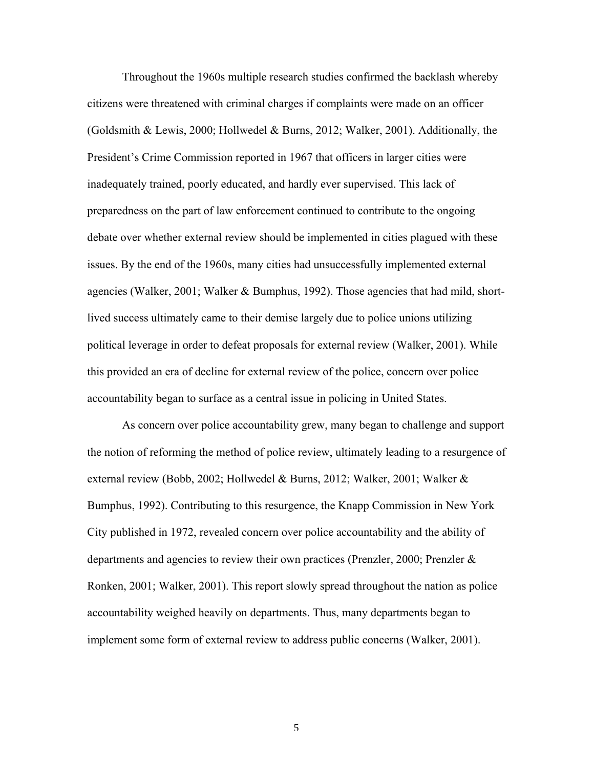Throughout the 1960s multiple research studies confirmed the backlash whereby citizens were threatened with criminal charges if complaints were made on an officer (Goldsmith & Lewis, 2000; Hollwedel & Burns, 2012; Walker, 2001). Additionally, the President's Crime Commission reported in 1967 that officers in larger cities were inadequately trained, poorly educated, and hardly ever supervised. This lack of preparedness on the part of law enforcement continued to contribute to the ongoing debate over whether external review should be implemented in cities plagued with these issues. By the end of the 1960s, many cities had unsuccessfully implemented external agencies (Walker, 2001; Walker & Bumphus, 1992). Those agencies that had mild, short-lived success ultimately came to their demise largely due to police unions utilizing political leverage in order to defeat proposals for external review (Walker, 2001). While this provided an era of decline for external review of the police, concern over police accountability began to surface as a central issue in policing in United States.

As concern over police accountability grew, many began to challenge and support the notion of reforming the method of police review, ultimately leading to a resurgence of external review (Bobb, 2002; Hollwedel & Burns, 2012; Walker, 2001; Walker & Bumphus, 1992). Contributing to this resurgence, the Knapp Commission in New York City published in 1972, revealed concern over police accountability and the ability of departments and agencies to review their own practices (Prenzler, 2000; Prenzler & Ronken, 2001; Walker, 2001). This report slowly spread throughout the nation as police accountability weighed heavily on departments. Thus, many departments began to implement some form of external review to address public concerns (Walker, 2001).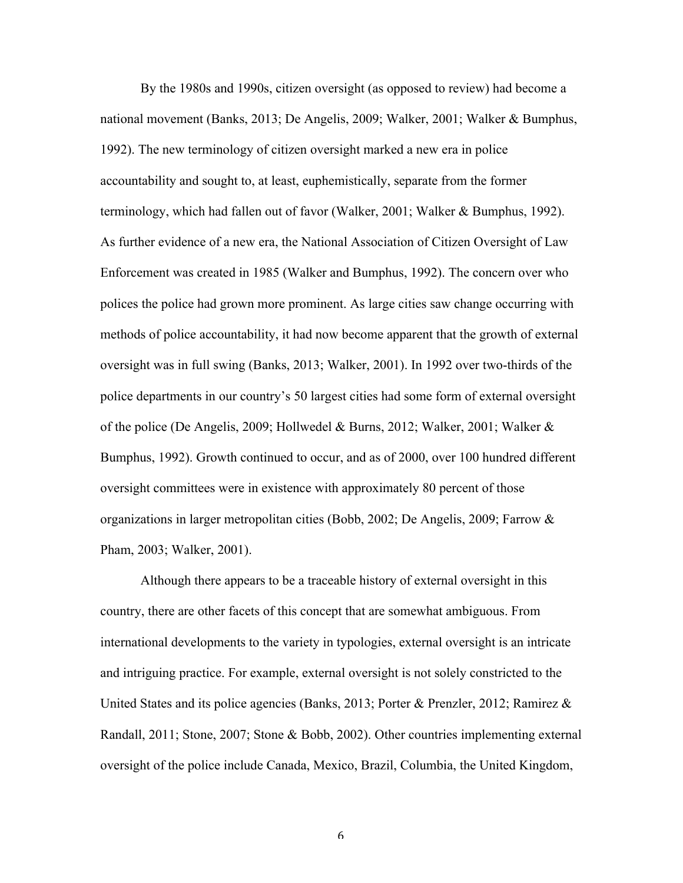By the 1980s and 1990s, citizen oversight (as opposed to review) had become a national movement (Banks, 2013; De Angelis, 2009; Walker, 2001; Walker & Bumphus, 1992). The new terminology of citizen oversight marked a new era in police accountability and sought to, at least, euphemistically, separate from the former terminology, which had fallen out of favor (Walker, 2001; Walker & Bumphus, 1992). As further evidence of a new era, the National Association of Citizen Oversight of Law Enforcement was created in 1985 (Walker and Bumphus, 1992). The concern over who polices the police had grown more prominent. As large cities saw change occurring with methods of police accountability, it had now become apparent that the growth of external oversight was in full swing (Banks, 2013; Walker, 2001). In 1992 over two-thirds of the police departments in our country's 50 largest cities had some form of external oversight of the police (De Angelis, 2009; Hollwedel & Burns, 2012; Walker, 2001; Walker & Bumphus, 1992). Growth continued to occur, and as of 2000, over 100 hundred different oversight committees were in existence with approximately 80 percent of those organizations in larger metropolitan cities (Bobb, 2002; De Angelis, 2009; Farrow & Pham, 2003; Walker, 2001).

Although there appears to be a traceable history of external oversight in this country, there are other facets of this concept that are somewhat ambiguous. From international developments to the variety in typologies, external oversight is an intricate and intriguing practice. For example, external oversight is not solely constricted to the United States and its police agencies (Banks, 2013; Porter & Prenzler, 2012; Ramirez & Randall, 2011; Stone, 2007; Stone & Bobb, 2002). Other countries implementing external oversight of the police include Canada, Mexico, Brazil, Columbia, the United Kingdom,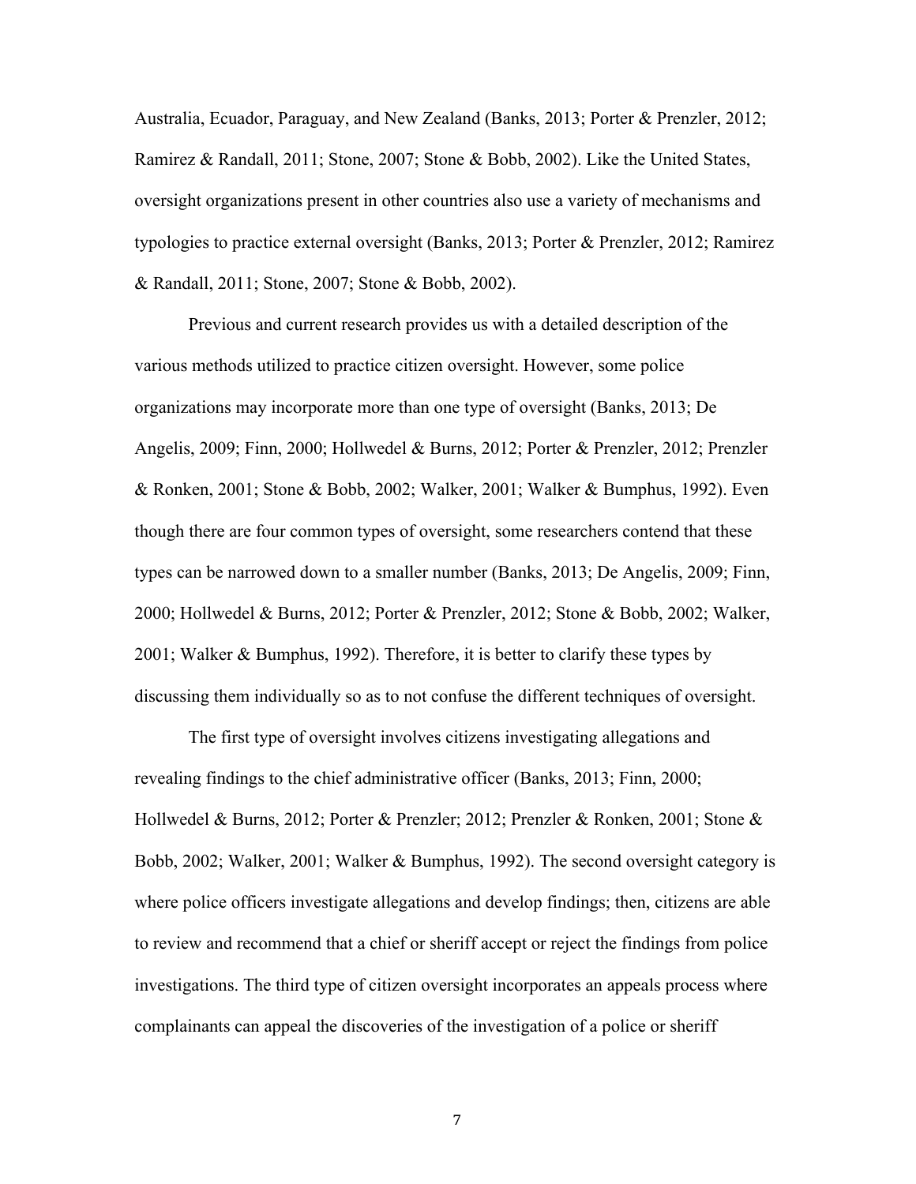Australia, Ecuador, Paraguay, and New Zealand (Banks, 2013; Porter & Prenzler, 2012; Ramirez & Randall, 2011; Stone, 2007; Stone & Bobb, 2002). Like the United States, oversight organizations present in other countries also use a variety of mechanisms and typologies to practice external oversight (Banks, 2013; Porter & Prenzler, 2012; Ramirez & Randall, 2011; Stone, 2007; Stone & Bobb, 2002).

Previous and current research provides us with a detailed description of the various methods utilized to practice citizen oversight. However, some police organizations may incorporate more than one type of oversight (Banks, 2013; De Angelis, 2009; Finn, 2000; Hollwedel & Burns, 2012; Porter & Prenzler, 2012; Prenzler & Ronken, 2001; Stone & Bobb, 2002; Walker, 2001; Walker & Bumphus, 1992). Even though there are four common types of oversight, some researchers contend that these types can be narrowed down to a smaller number (Banks, 2013; De Angelis, 2009; Finn, 2000; Hollwedel & Burns, 2012; Porter & Prenzler, 2012; Stone & Bobb, 2002; Walker, 2001; Walker & Bumphus, 1992). Therefore, it is better to clarify these types by discussing them individually so as to not confuse the different techniques of oversight.

The first type of oversight involves citizens investigating allegations and revealing findings to the chief administrative officer (Banks, 2013; Finn, 2000; Hollwedel & Burns, 2012; Porter & Prenzler; 2012; Prenzler & Ronken, 2001; Stone & Bobb, 2002; Walker, 2001; Walker & Bumphus, 1992). The second oversight category is where police officers investigate allegations and develop findings; then, citizens are able to review and recommend that a chief or sheriff accept or reject the findings from police investigations. The third type of citizen oversight incorporates an appeals process where complainants can appeal the discoveries of the investigation of a police or sheriff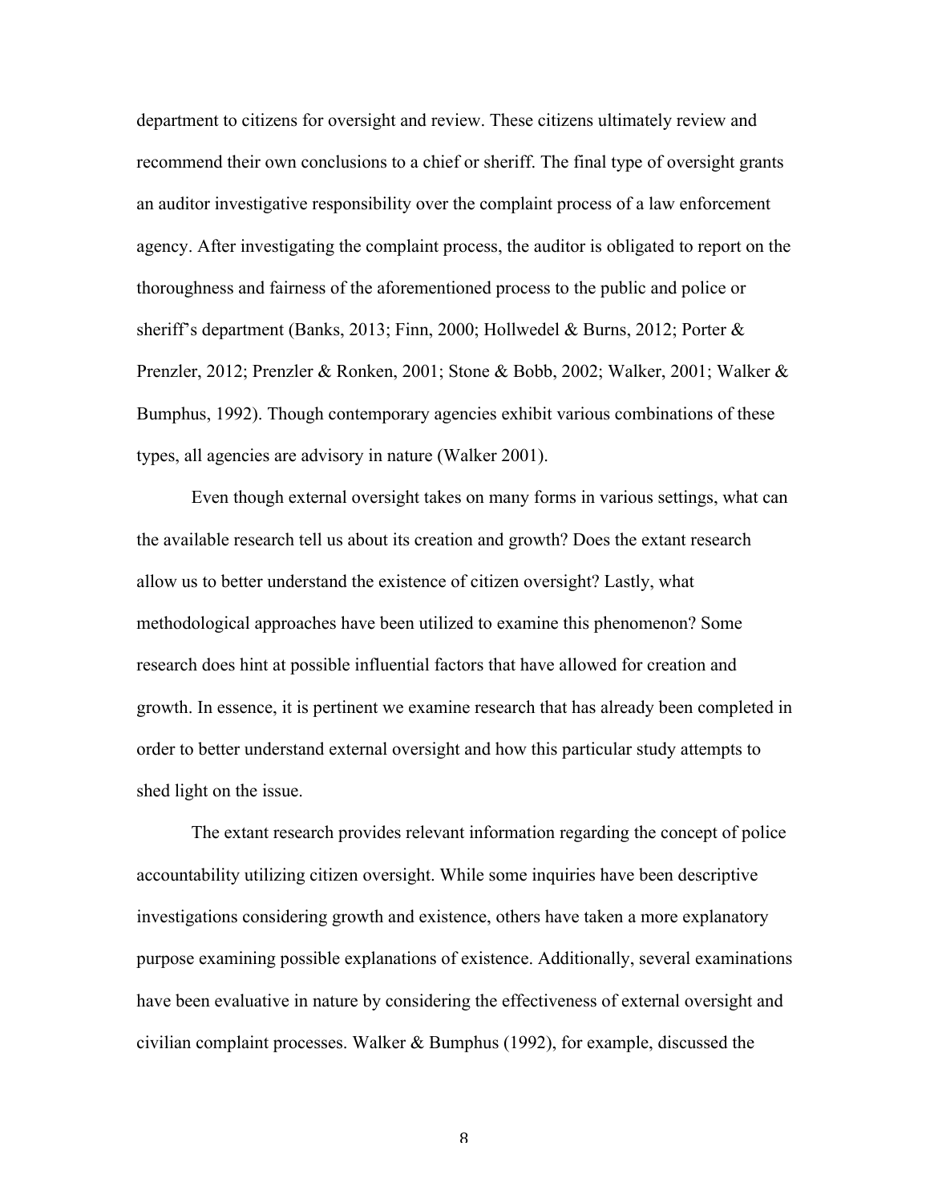department to citizens for oversight and review. These citizens ultimately review and recommend their own conclusions to a chief or sheriff. The final type of oversight grants an auditor investigative responsibility over the complaint process of a law enforcement agency. After investigating the complaint process, the auditor is obligated to report on the thoroughness and fairness of the aforementioned process to the public and police or sheriff's department (Banks, 2013; Finn, 2000; Hollwedel & Burns, 2012; Porter & Prenzler, 2012; Prenzler & Ronken, 2001; Stone & Bobb, 2002; Walker, 2001; Walker & Bumphus, 1992). Though contemporary agencies exhibit various combinations of these types, all agencies are advisory in nature (Walker 2001).

Even though external oversight takes on many forms in various settings, what can the available research tell us about its creation and growth? Does the extant research allow us to better understand the existence of citizen oversight? Lastly, what methodological approaches have been utilized to examine this phenomenon? Some research does hint at possible influential factors that have allowed for creation and growth. In essence, it is pertinent we examine research that has already been completed in order to better understand external oversight and how this particular study attempts to shed light on the issue.

The extant research provides relevant information regarding the concept of police accountability utilizing citizen oversight. While some inquiries have been descriptive investigations considering growth and existence, others have taken a more explanatory purpose examining possible explanations of existence. Additionally, several examinations have been evaluative in nature by considering the effectiveness of external oversight and civilian complaint processes. Walker & Bumphus (1992), for example, discussed the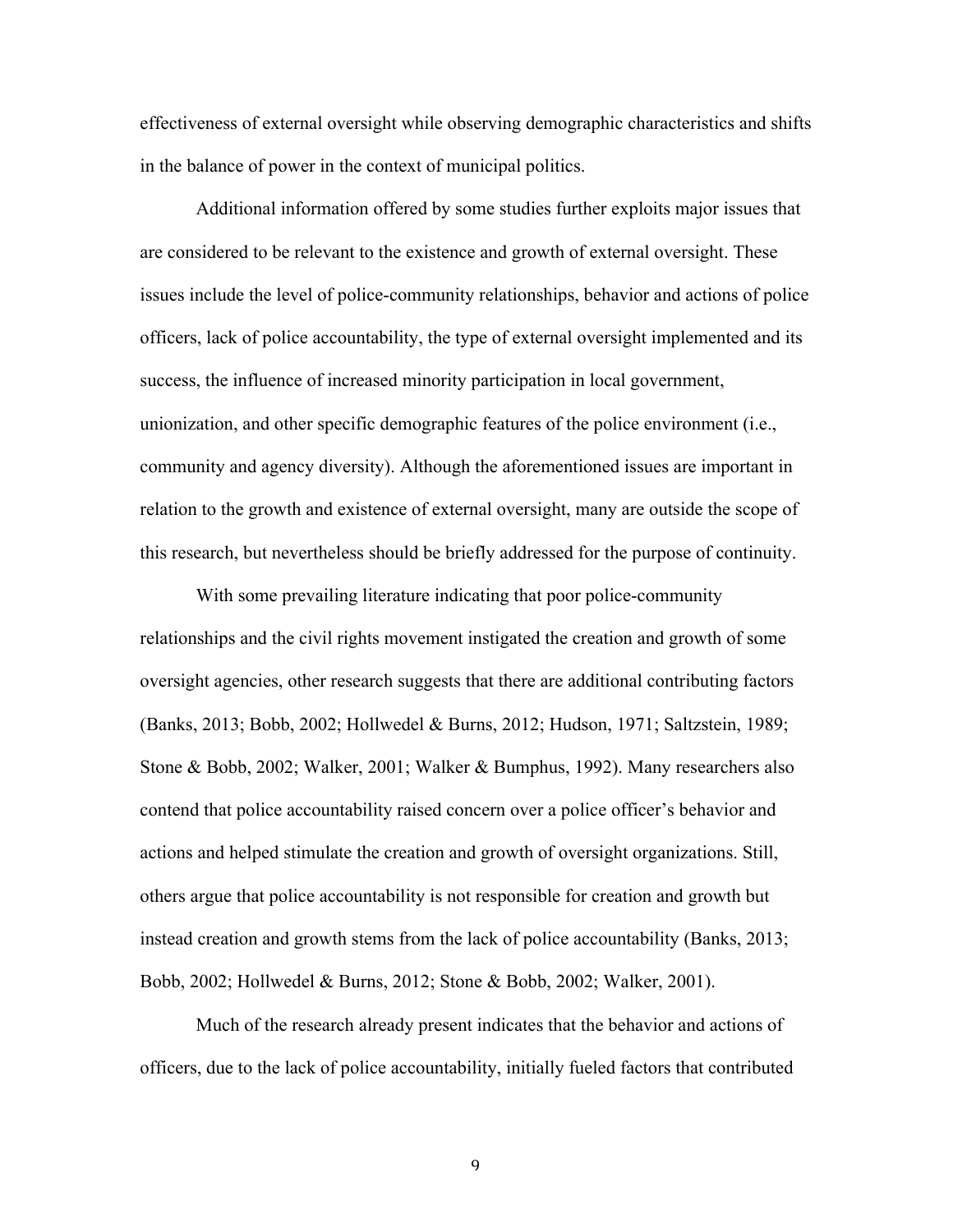effectiveness of external oversight while observing demographic characteristics and shifts in the balance of power in the context of municipal politics.

Additional information offered by some studies further exploits major issues that are considered to be relevant to the existence and growth of external oversight. These issues include the level of police-community relationships, behavior and actions of police officers, lack of police accountability, the type of external oversight implemented and its success, the influence of increased minority participation in local government, unionization, and other specific demographic features of the police environment (i.e., community and agency diversity). Although the aforementioned issues are important in relation to the growth and existence of external oversight, many are outside the scope of this research, but nevertheless should be briefly addressed for the purpose of continuity.

With some prevailing literature indicating that poor police-community relationships and the civil rights movement instigated the creation and growth of some oversight agencies, other research suggests that there are additional contributing factors (Banks, 2013; Bobb, 2002; Hollwedel & Burns, 2012; Hudson, 1971; Saltzstein, 1989; Stone & Bobb, 2002; Walker, 2001; Walker & Bumphus, 1992). Many researchers also contend that police accountability raised concern over a police officer's behavior and actions and helped stimulate the creation and growth of oversight organizations. Still, others argue that police accountability is not responsible for creation and growth but instead creation and growth stems from the lack of police accountability (Banks, 2013; Bobb, 2002; Hollwedel & Burns, 2012; Stone & Bobb, 2002; Walker, 2001).

Much of the research already present indicates that the behavior and actions of officers, due to the lack of police accountability, initially fueled factors that contributed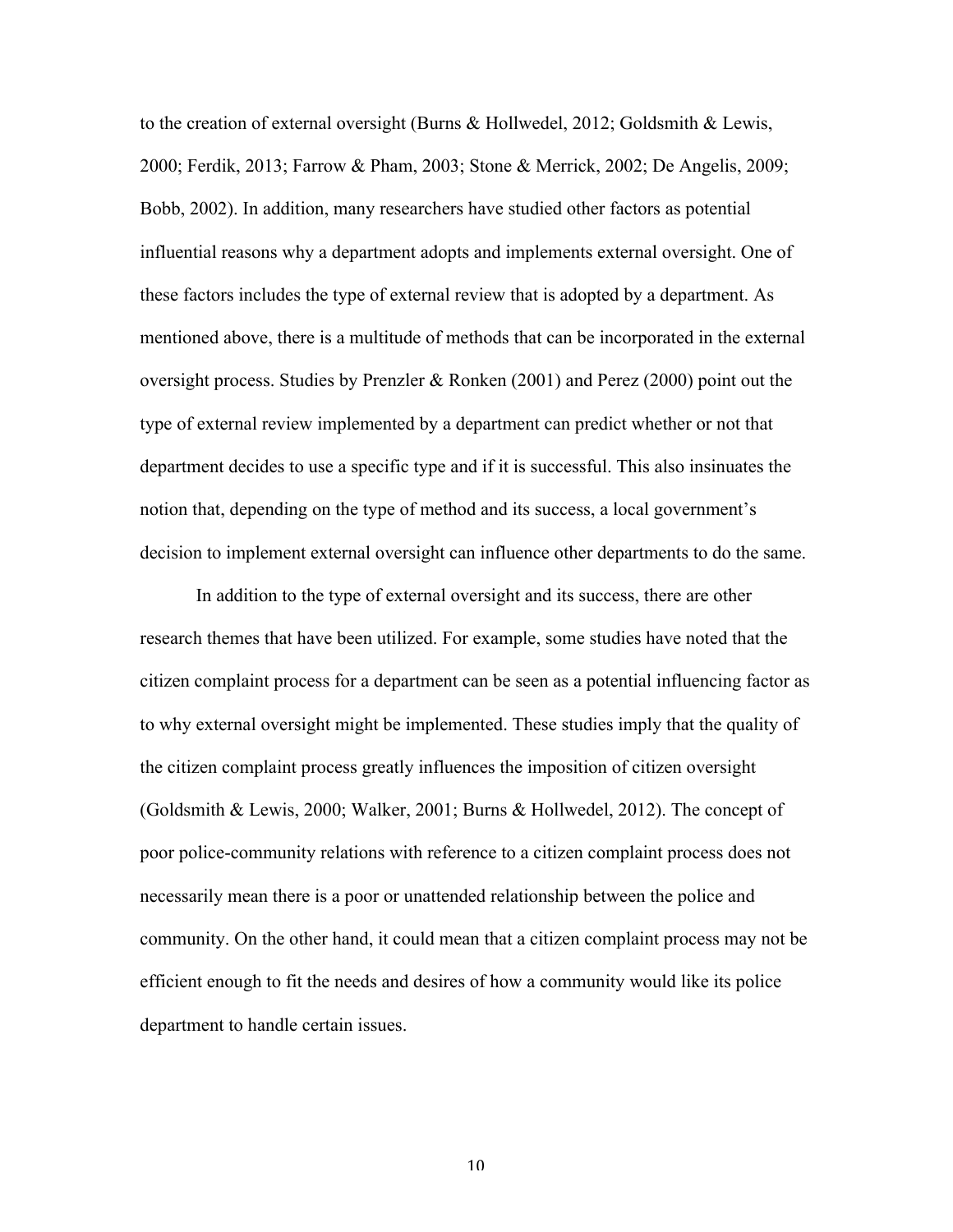to the creation of external oversight (Burns & Hollwedel, 2012; Goldsmith & Lewis, 2000; Ferdik, 2013; Farrow & Pham, 2003; Stone & Merrick, 2002; De Angelis, 2009; Bobb, 2002). In addition, many researchers have studied other factors as potential influential reasons why a department adopts and implements external oversight. One of these factors includes the type of external review that is adopted by a department. As mentioned above, there is a multitude of methods that can be incorporated in the external oversight process. Studies by Prenzler & Ronken (2001) and Perez (2000) point out the type of external review implemented by a department can predict whether or not that department decides to use a specific type and if it is successful. This also insinuates the notion that, depending on the type of method and its success, a local government's decision to implement external oversight can influence other departments to do the same.

In addition to the type of external oversight and its success, there are other research themes that have been utilized. For example, some studies have noted that the citizen complaint process for a department can be seen as a potential influencing factor as to why external oversight might be implemented. These studies imply that the quality of the citizen complaint process greatly influences the imposition of citizen oversight (Goldsmith & Lewis, 2000; Walker, 2001; Burns & Hollwedel, 2012). The concept of poor police-community relations with reference to a citizen complaint process does not necessarily mean there is a poor or unattended relationship between the police and community. On the other hand, it could mean that a citizen complaint process may not be efficient enough to fit the needs and desires of how a community would like its police department to handle certain issues.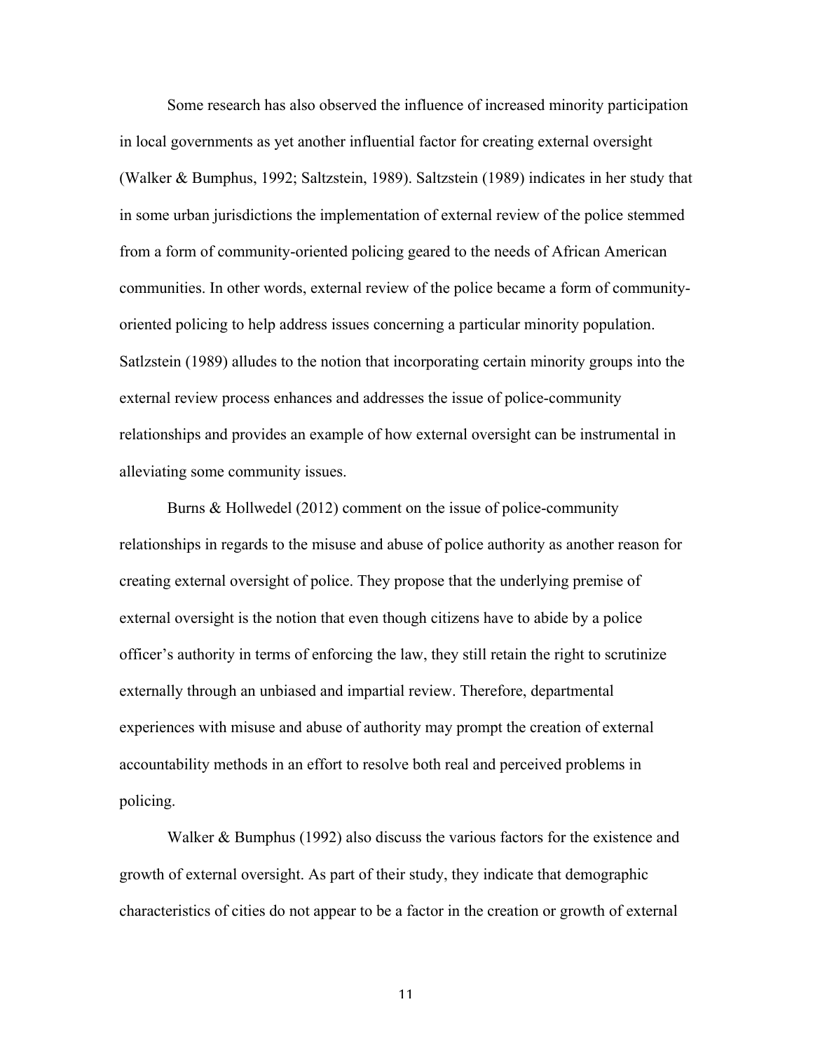Some research has also observed the influence of increased minority participation in local governments as yet another influential factor for creating external oversight (Walker & Bumphus, 1992; Saltzstein, 1989). Saltzstein (1989) indicates in her study that in some urban jurisdictions the implementation of external review of the police stemmed from a form of community-oriented policing geared to the needs of African American communities. In other words, external review of the police became a form of community-oriented policing to help address issues concerning a particular minority population. Satlzstein (1989) alludes to the notion that incorporating certain minority groups into the external review process enhances and addresses the issue of police-community relationships and provides an example of how external oversight can be instrumental in alleviating some community issues.

Burns & Hollwedel (2012) comment on the issue of police-community relationships in regards to the misuse and abuse of police authority as another reason for creating external oversight of police. They propose that the underlying premise of external oversight is the notion that even though citizens have to abide by a police officer's authority in terms of enforcing the law, they still retain the right to scrutinize externally through an unbiased and impartial review. Therefore, departmental experiences with misuse and abuse of authority may prompt the creation of external accountability methods in an effort to resolve both real and perceived problems in policing.

Walker & Bumphus (1992) also discuss the various factors for the existence and growth of external oversight. As part of their study, they indicate that demographic characteristics of cities do not appear to be a factor in the creation or growth of external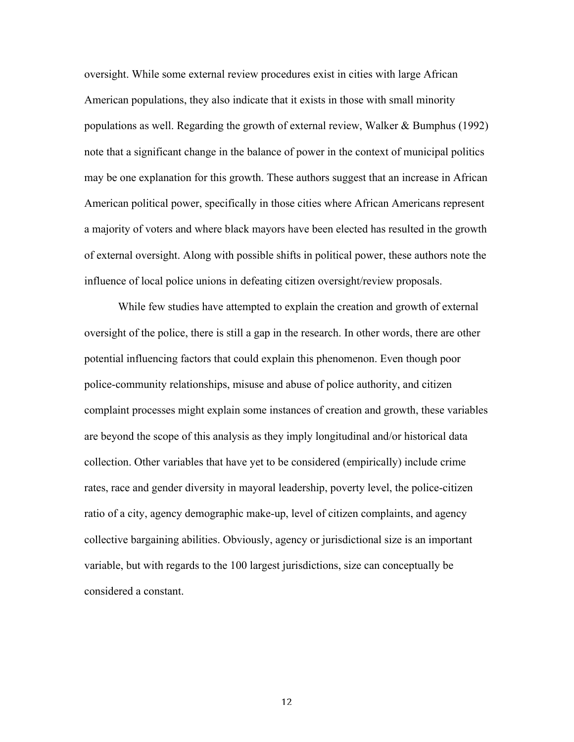oversight. While some external review procedures exist in cities with large African American populations, they also indicate that it exists in those with small minority populations as well. Regarding the growth of external review, Walker & Bumphus (1992) note that a significant change in the balance of power in the context of municipal politics may be one explanation for this growth. These authors suggest that an increase in African American political power, specifically in those cities where African Americans represent a majority of voters and where black mayors have been elected has resulted in the growth of external oversight. Along with possible shifts in political power, these authors note the influence of local police unions in defeating citizen oversight/review proposals.

While few studies have attempted to explain the creation and growth of external oversight of the police, there is still a gap in the research. In other words, there are other potential influencing factors that could explain this phenomenon. Even though poor police-community relationships, misuse and abuse of police authority, and citizen complaint processes might explain some instances of creation and growth, these variables are beyond the scope of this analysis as they imply longitudinal and/or historical data collection. Other variables that have yet to be considered (empirically) include crime rates, race and gender diversity in mayoral leadership, poverty level, the police-citizen ratio of a city, agency demographic make-up, level of citizen complaints, and agency collective bargaining abilities. Obviously, agency or jurisdictional size is an important variable, but with regards to the 100 largest jurisdictions, size can conceptually be considered a constant.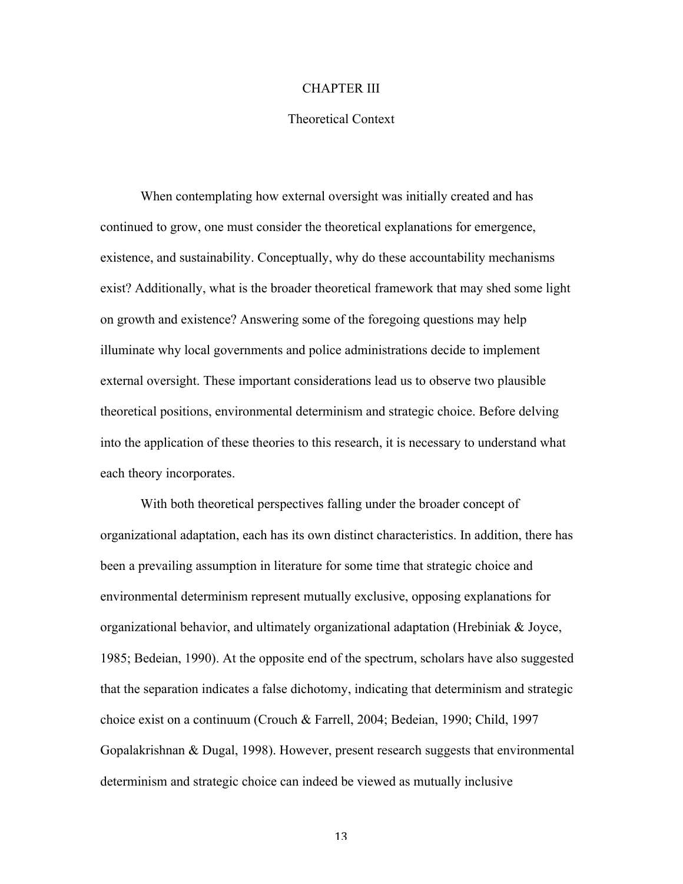# CHAPTER III

## Theoretical Context

When contemplating how external oversight was initially created and has continued to grow, one must consider the theoretical explanations for emergence, existence, and sustainability. Conceptually, why do these accountability mechanisms exist? Additionally, what is the broader theoretical framework that may shed some light on growth and existence? Answering some of the foregoing questions may help illuminate why local governments and police administrations decide to implement external oversight. These important considerations lead us to observe two plausible theoretical positions, environmental determinism and strategic choice. Before delving into the application of these theories to this research, it is necessary to understand what each theory incorporates.

With both theoretical perspectives falling under the broader concept of organizational adaptation, each has its own distinct characteristics. In addition, there has been a prevailing assumption in literature for some time that strategic choice and environmental determinism represent mutually exclusive, opposing explanations for organizational behavior, and ultimately organizational adaptation (Hrebiniak & Joyce, 1985; Bedeian, 1990). At the opposite end of the spectrum, scholars have also suggested that the separation indicates a false dichotomy, indicating that determinism and strategic choice exist on a continuum (Crouch & Farrell, 2004; Bedeian, 1990; Child, 1997 Gopalakrishnan & Dugal, 1998). However, present research suggests that environmental determinism and strategic choice can indeed be viewed as mutually inclusive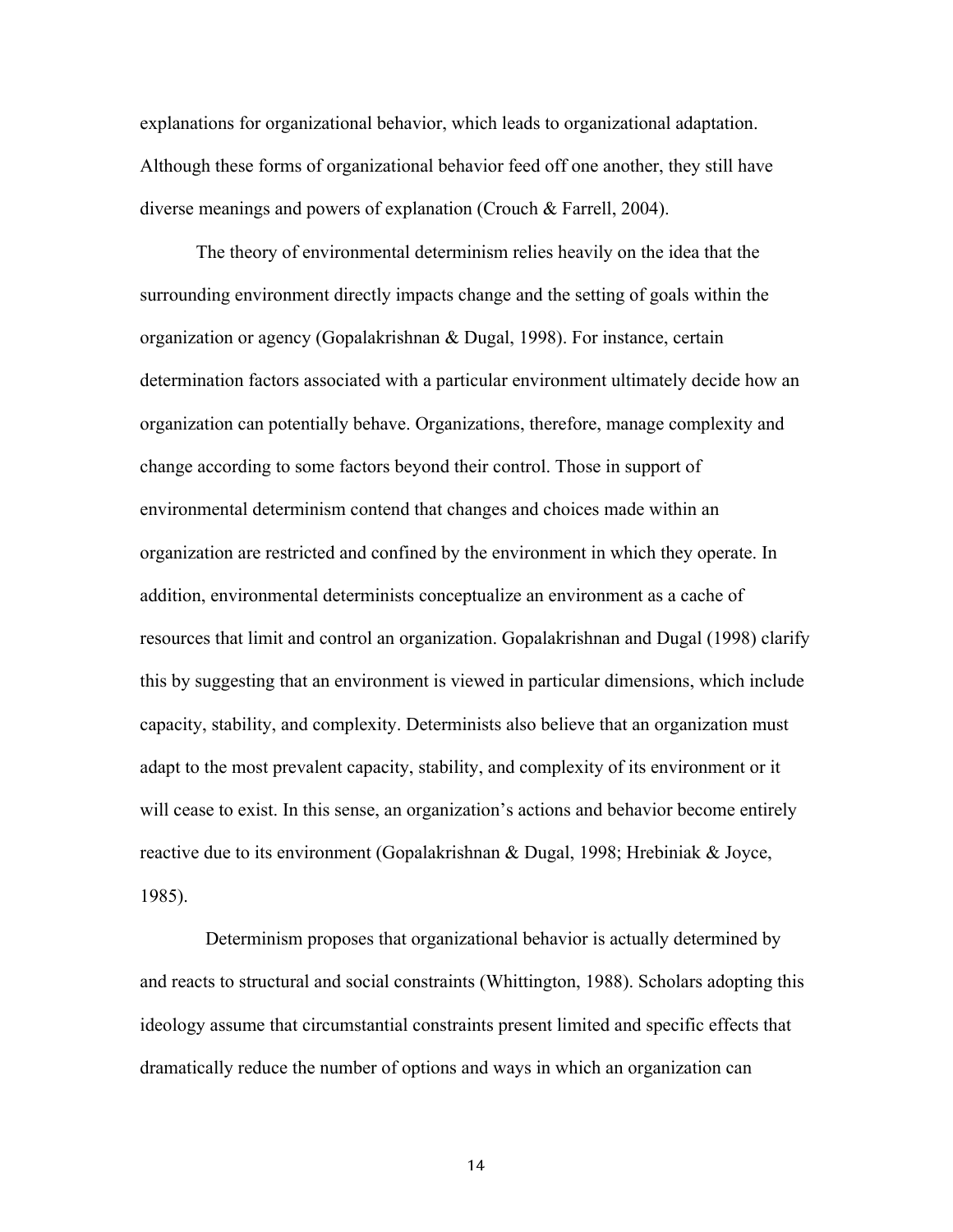explanations for organizational behavior, which leads to organizational adaptation. Although these forms of organizational behavior feed off one another, they still have diverse meanings and powers of explanation (Crouch & Farrell, 2004).

The theory of environmental determinism relies heavily on the idea that the surrounding environment directly impacts change and the setting of goals within the organization or agency (Gopalakrishnan & Dugal, 1998). For instance, certain determination factors associated with a particular environment ultimately decide how an organization can potentially behave. Organizations, therefore, manage complexity and change according to some factors beyond their control. Those in support of environmental determinism contend that changes and choices made within an organization are restricted and confined by the environment in which they operate. In addition, environmental determinists conceptualize an environment as a cache of resources that limit and control an organization. Gopalakrishnan and Dugal (1998) clarify this by suggesting that an environment is viewed in particular dimensions, which include capacity, stability, and complexity. Determinists also believe that an organization must adapt to the most prevalent capacity, stability, and complexity of its environment or it will cease to exist. In this sense, an organization's actions and behavior become entirely reactive due to its environment (Gopalakrishnan & Dugal, 1998; Hrebiniak & Joyce, 1985).

Determinism proposes that organizational behavior is actually determined by and reacts to structural and social constraints (Whittington, 1988). Scholars adopting this ideology assume that circumstantial constraints present limited and specific effects that dramatically reduce the number of options and ways in which an organization can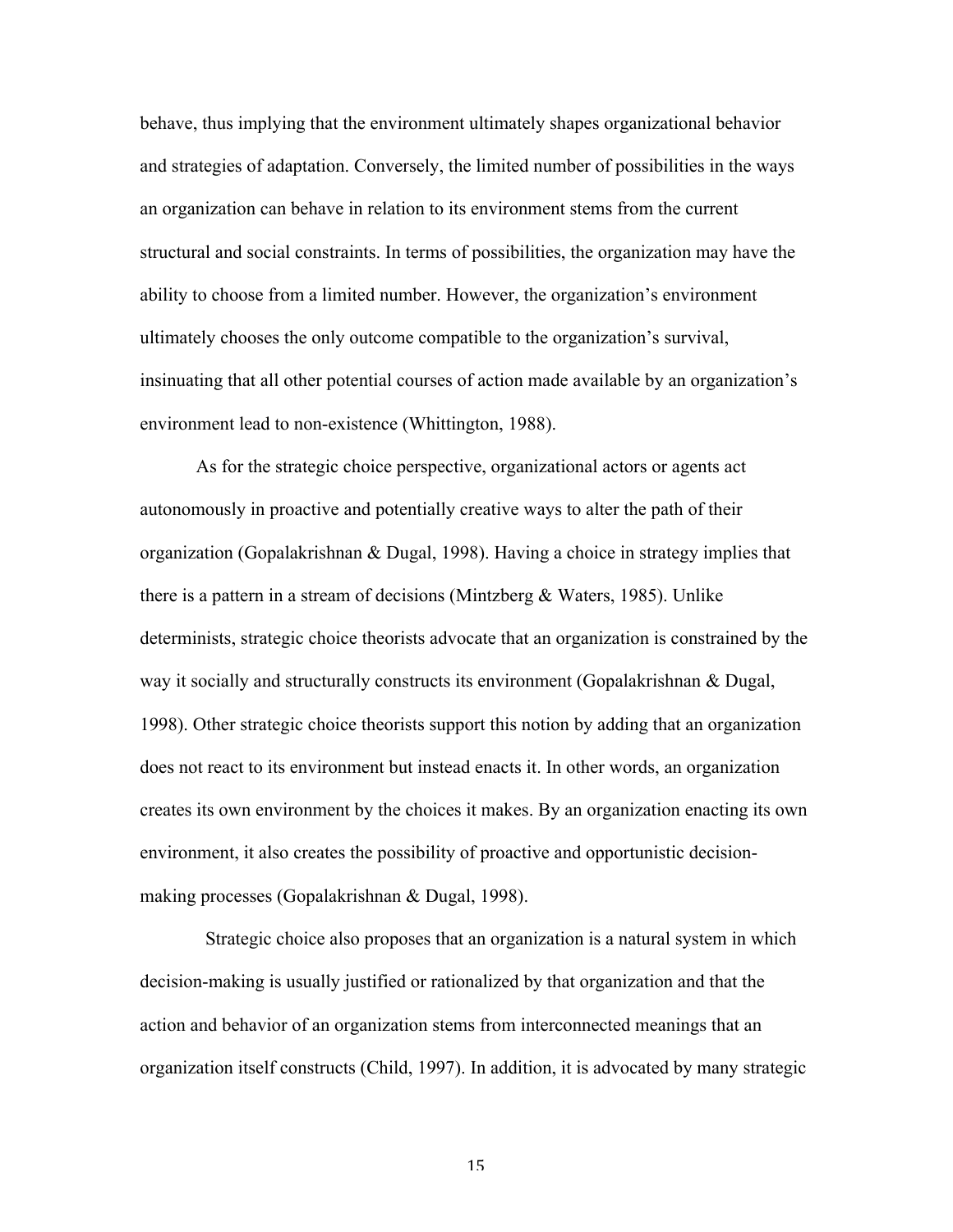behave, thus implying that the environment ultimately shapes organizational behavior and strategies of adaptation. Conversely, the limited number of possibilities in the ways an organization can behave in relation to its environment stems from the current structural and social constraints. In terms of possibilities, the organization may have the ability to choose from a limited number. However, the organization's environment ultimately chooses the only outcome compatible to the organization's survival, insinuating that all other potential courses of action made available by an organization's environment lead to non-existence (Whittington, 1988).

As for the strategic choice perspective, organizational actors or agents act autonomously in proactive and potentially creative ways to alter the path of their organization (Gopalakrishnan & Dugal, 1998). Having a choice in strategy implies that there is a pattern in a stream of decisions (Mintzberg & Waters, 1985). Unlike determinists, strategic choice theorists advocate that an organization is constrained by the way it socially and structurally constructs its environment (Gopalakrishnan & Dugal, 1998). Other strategic choice theorists support this notion by adding that an organization does not react to its environment but instead enacts it. In other words, an organization creates its own environment by the choices it makes. By an organization enacting its own environment, it also creates the possibility of proactive and opportunistic decision-making processes (Gopalakrishnan & Dugal, 1998).

Strategic choice also proposes that an organization is a natural system in which decision-making is usually justified or rationalized by that organization and that the action and behavior of an organization stems from interconnected meanings that an organization itself constructs (Child, 1997). In addition, it is advocated by many strategic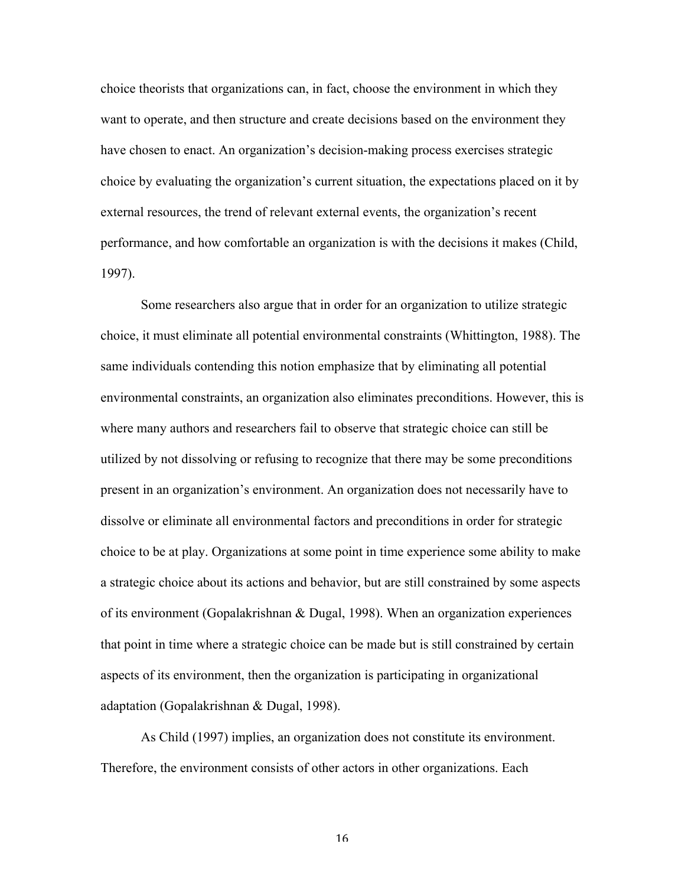choice theorists that organizations can, in fact, choose the environment in which they want to operate, and then structure and create decisions based on the environment they have chosen to enact. An organization's decision-making process exercises strategic choice by evaluating the organization's current situation, the expectations placed on it by external resources, the trend of relevant external events, the organization's recent performance, and how comfortable an organization is with the decisions it makes (Child, 1997).

Some researchers also argue that in order for an organization to utilize strategic choice, it must eliminate all potential environmental constraints (Whittington, 1988). The same individuals contending this notion emphasize that by eliminating all potential environmental constraints, an organization also eliminates preconditions. However, this is where many authors and researchers fail to observe that strategic choice can still be utilized by not dissolving or refusing to recognize that there may be some preconditions present in an organization's environment. An organization does not necessarily have to dissolve or eliminate all environmental factors and preconditions in order for strategic choice to be at play. Organizations at some point in time experience some ability to make a strategic choice about its actions and behavior, but are still constrained by some aspects of its environment (Gopalakrishnan & Dugal, 1998). When an organization experiences that point in time where a strategic choice can be made but is still constrained by certain aspects of its environment, then the organization is participating in organizational adaptation (Gopalakrishnan & Dugal, 1998).

As Child (1997) implies, an organization does not constitute its environment. Therefore, the environment consists of other actors in other organizations. Each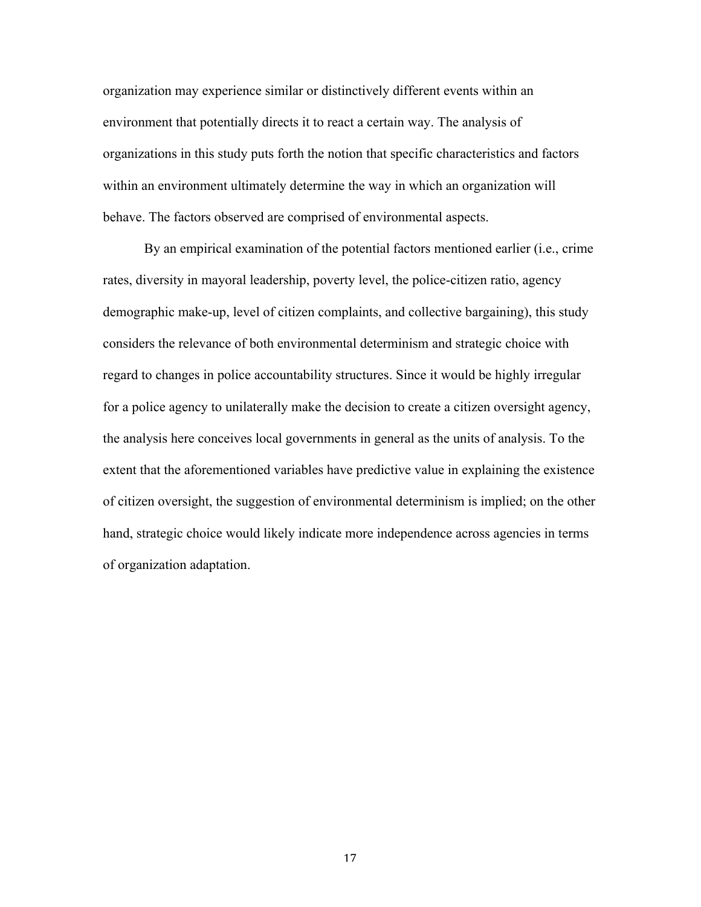organization may experience similar or distinctively different events within an environment that potentially directs it to react a certain way. The analysis of organizations in this study puts forth the notion that specific characteristics and factors within an environment ultimately determine the way in which an organization will behave. The factors observed are comprised of environmental aspects.

By an empirical examination of the potential factors mentioned earlier (i.e., crime rates, diversity in mayoral leadership, poverty level, the police-citizen ratio, agency demographic make-up, level of citizen complaints, and collective bargaining), this study considers the relevance of both environmental determinism and strategic choice with regard to changes in police accountability structures. Since it would be highly irregular for a police agency to unilaterally make the decision to create a citizen oversight agency, the analysis here conceives local governments in general as the units of analysis. To the extent that the aforementioned variables have predictive value in explaining the existence of citizen oversight, the suggestion of environmental determinism is implied; on the other hand, strategic choice would likely indicate more independence across agencies in terms of organization adaptation.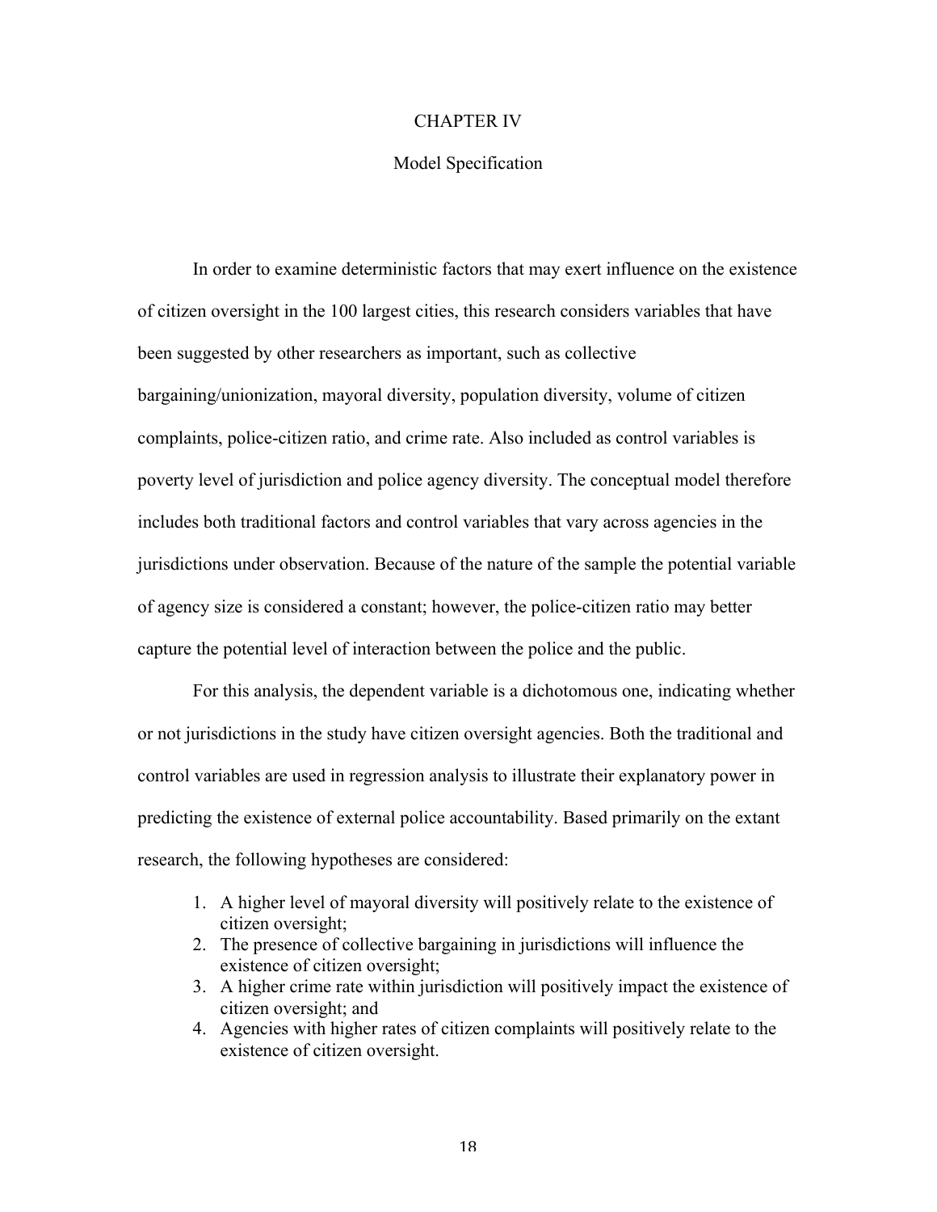# CHAPTER IV

## Model Specification

In order to examine deterministic factors that may exert influence on the existence of citizen oversight in the 100 largest cities, this research considers variables that have been suggested by other researchers as important, such as collective bargaining/unionization, mayoral diversity, population diversity, volume of citizen complaints, police-citizen ratio, and crime rate. Also included as control variables is poverty level of jurisdiction and police agency diversity. The conceptual model therefore includes both traditional factors and control variables that vary across agencies in the jurisdictions under observation. Because of the nature of the sample the potential variable of agency size is considered a constant; however, the police-citizen ratio may better capture the potential level of interaction between the police and the public.

For this analysis, the dependent variable is a dichotomous one, indicating whether or not jurisdictions in the study have citizen oversight agencies. Both the traditional and control variables are used in regression analysis to illustrate their explanatory power in predicting the existence of external police accountability. Based primarily on the extant research, the following hypotheses are considered:

1. A higher level of mayoral diversity will positively relate to the existence of citizen oversight;
2. The presence of collective bargaining in jurisdictions will influence the existence of citizen oversight;
3. A higher crime rate within jurisdiction will positively impact the existence of citizen oversight; and
4. Agencies with higher rates of citizen complaints will positively relate to the existence of citizen oversight.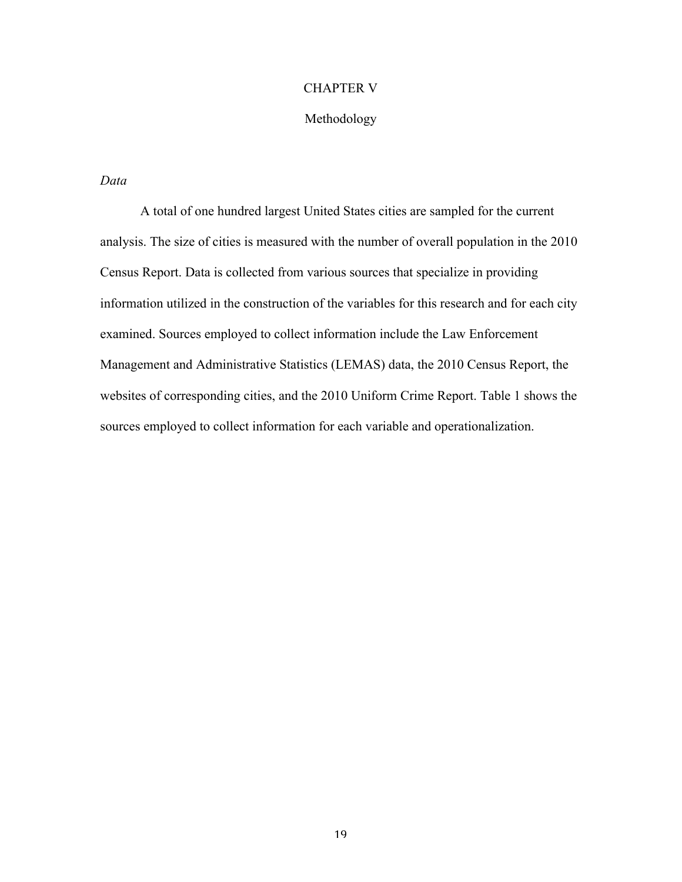# CHAPTER V

# Methodology

*Data*

A total of one hundred largest United States cities are sampled for the current analysis. The size of cities is measured with the number of overall population in the 2010 Census Report. Data is collected from various sources that specialize in providing information utilized in the construction of the variables for this research and for each city examined. Sources employed to collect information include the Law Enforcement Management and Administrative Statistics (LEMAS) data, the 2010 Census Report, the websites of corresponding cities, and the 2010 Uniform Crime Report. Table 1 shows the sources employed to collect information for each variable and operationalization.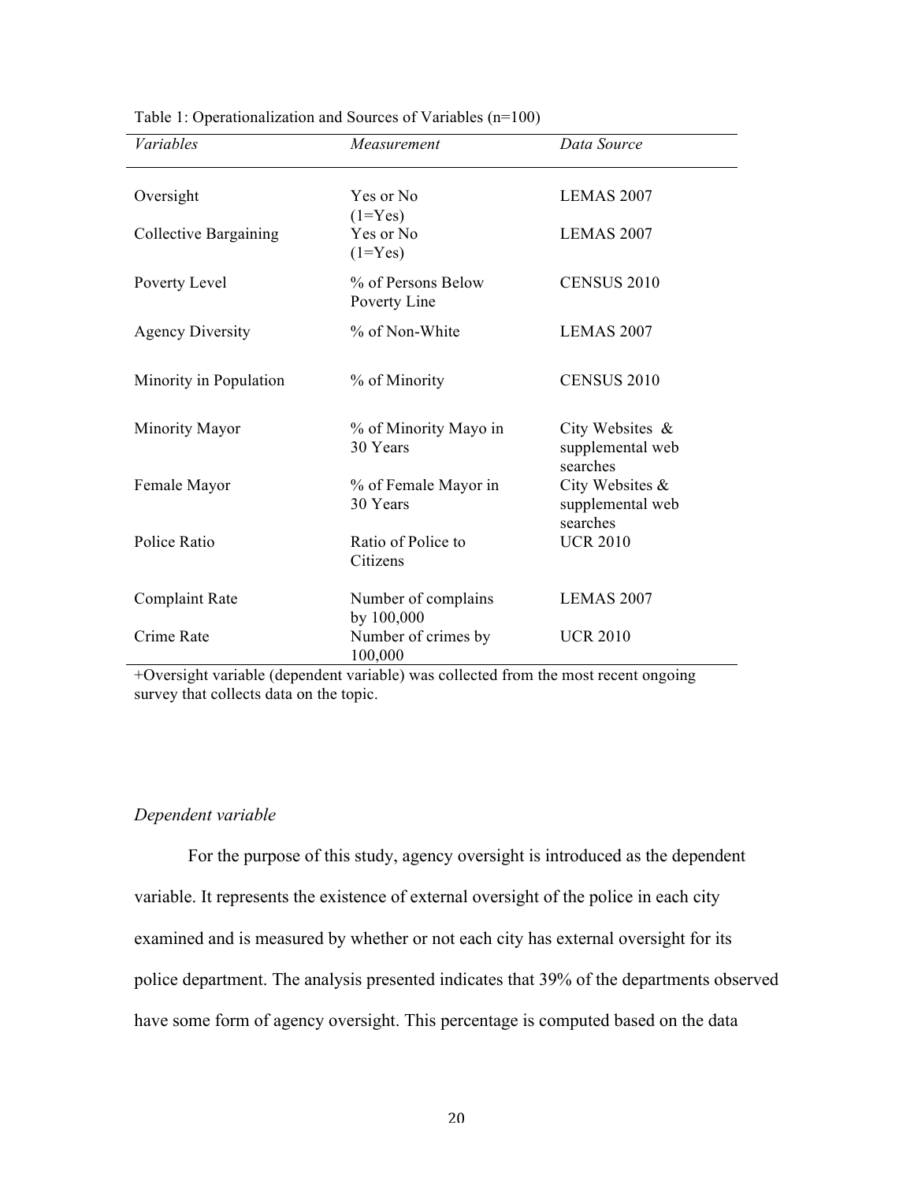Table 1: Operationalization and Sources of Variables (n=100)

| *Variables* | *Measurement* | *Data Source* |
|---|---|---|
| Oversight | Yes or No (1=Yes) | LEMAS 2007 |
| Collective Bargaining | Yes or No (1=Yes) | LEMAS 2007 |
| Poverty Level | % of Persons Below Poverty Line | CENSUS 2010 |
| Agency Diversity | % of Non-White | LEMAS 2007 |
| Minority in Population | % of Minority | CENSUS 2010 |
| Minority Mayor | % of Minority Mayo in 30 Years | City Websites & supplemental web searches |
| Female Mayor | % of Female Mayor in 30 Years | City Websites & supplemental web searches |
| Police Ratio | Ratio of Police to Citizens | UCR 2010 |
| Complaint Rate | Number of complains by 100,000 | LEMAS 2007 |
| Crime Rate | Number of crimes by 100,000 | UCR 2010 |

+Oversight variable (dependent variable) was collected from the most recent ongoing survey that collects data on the topic.

*Dependent variable*

For the purpose of this study, agency oversight is introduced as the dependent variable. It represents the existence of external oversight of the police in each city examined and is measured by whether or not each city has external oversight for its police department. The analysis presented indicates that 39% of the departments observed have some form of agency oversight. This percentage is computed based on the data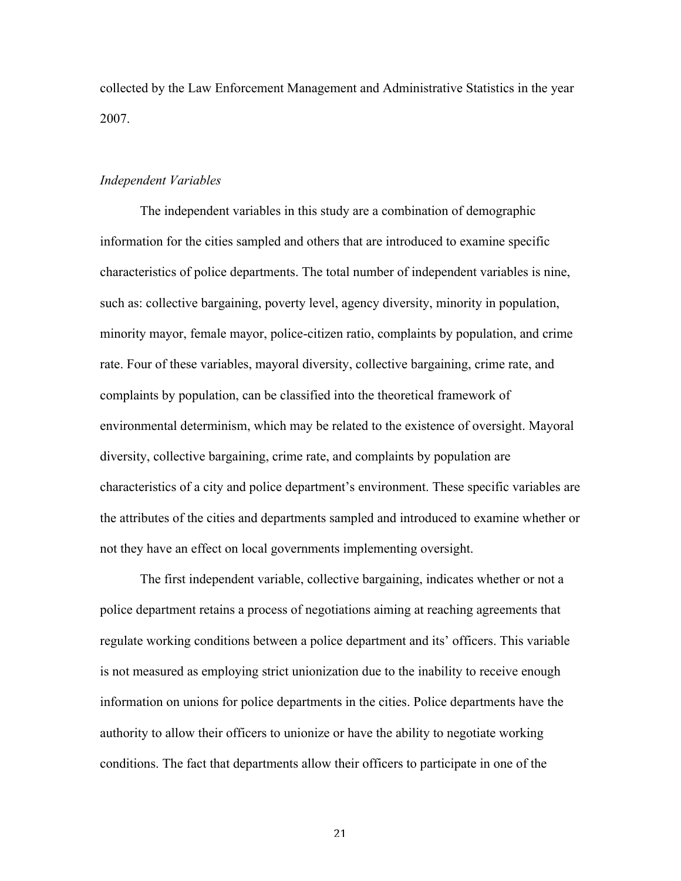collected by the Law Enforcement Management and Administrative Statistics in the year 2007.

### *Independent Variables*

The independent variables in this study are a combination of demographic information for the cities sampled and others that are introduced to examine specific characteristics of police departments. The total number of independent variables is nine, such as: collective bargaining, poverty level, agency diversity, minority in population, minority mayor, female mayor, police-citizen ratio, complaints by population, and crime rate. Four of these variables, mayoral diversity, collective bargaining, crime rate, and complaints by population, can be classified into the theoretical framework of environmental determinism, which may be related to the existence of oversight. Mayoral diversity, collective bargaining, crime rate, and complaints by population are characteristics of a city and police department's environment. These specific variables are the attributes of the cities and departments sampled and introduced to examine whether or not they have an effect on local governments implementing oversight.

The first independent variable, collective bargaining, indicates whether or not a police department retains a process of negotiations aiming at reaching agreements that regulate working conditions between a police department and its' officers. This variable is not measured as employing strict unionization due to the inability to receive enough information on unions for police departments in the cities. Police departments have the authority to allow their officers to unionize or have the ability to negotiate working conditions. The fact that departments allow their officers to participate in one of the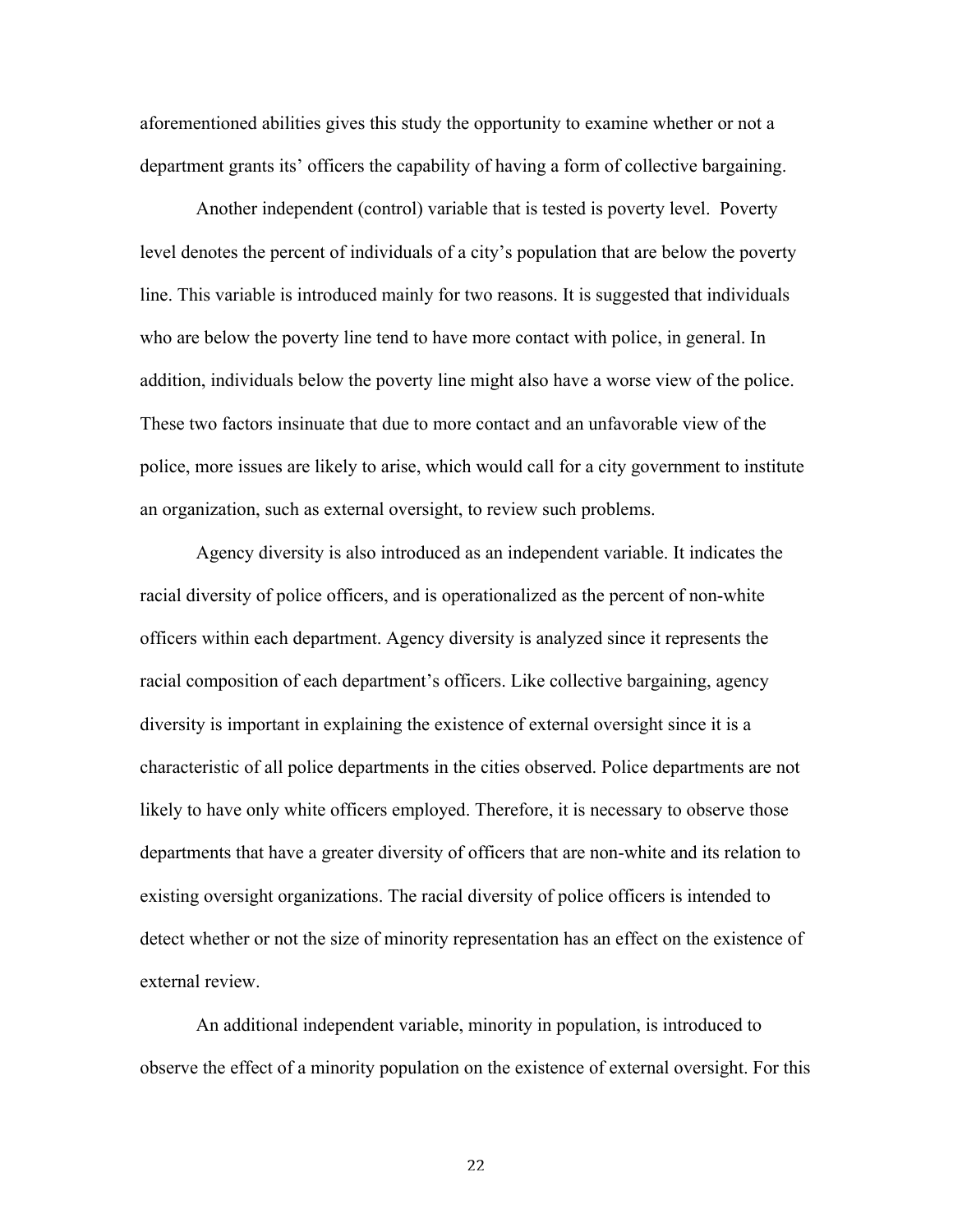aforementioned abilities gives this study the opportunity to examine whether or not a department grants its' officers the capability of having a form of collective bargaining.

Another independent (control) variable that is tested is poverty level. Poverty level denotes the percent of individuals of a city's population that are below the poverty line. This variable is introduced mainly for two reasons. It is suggested that individuals who are below the poverty line tend to have more contact with police, in general. In addition, individuals below the poverty line might also have a worse view of the police. These two factors insinuate that due to more contact and an unfavorable view of the police, more issues are likely to arise, which would call for a city government to institute an organization, such as external oversight, to review such problems.

Agency diversity is also introduced as an independent variable. It indicates the racial diversity of police officers, and is operationalized as the percent of non-white officers within each department. Agency diversity is analyzed since it represents the racial composition of each department's officers. Like collective bargaining, agency diversity is important in explaining the existence of external oversight since it is a characteristic of all police departments in the cities observed. Police departments are not likely to have only white officers employed. Therefore, it is necessary to observe those departments that have a greater diversity of officers that are non-white and its relation to existing oversight organizations. The racial diversity of police officers is intended to detect whether or not the size of minority representation has an effect on the existence of external review.

An additional independent variable, minority in population, is introduced to observe the effect of a minority population on the existence of external oversight. For this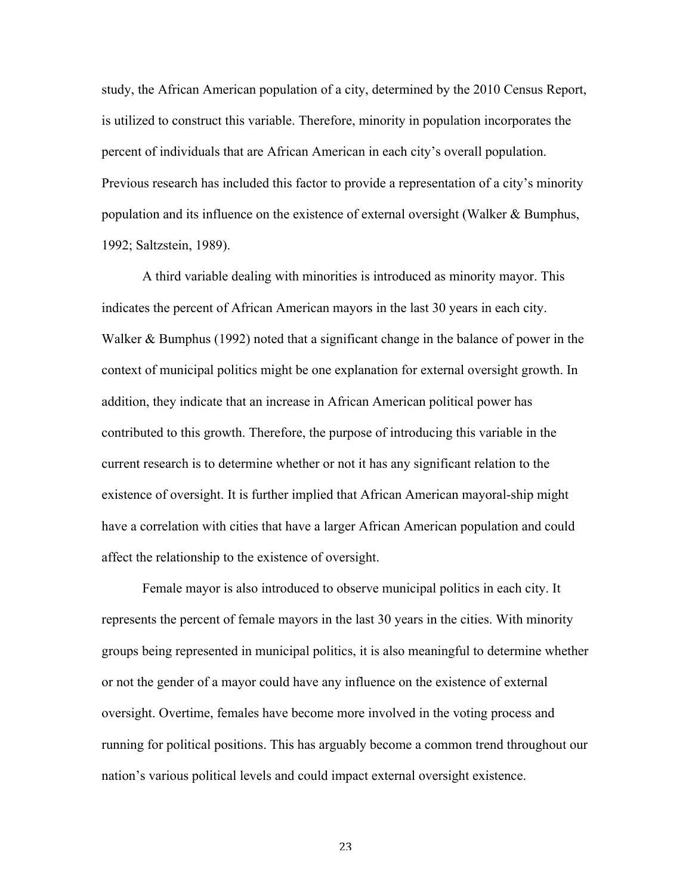study, the African American population of a city, determined by the 2010 Census Report, is utilized to construct this variable. Therefore, minority in population incorporates the percent of individuals that are African American in each city's overall population. Previous research has included this factor to provide a representation of a city's minority population and its influence on the existence of external oversight (Walker & Bumphus, 1992; Saltzstein, 1989).

A third variable dealing with minorities is introduced as minority mayor. This indicates the percent of African American mayors in the last 30 years in each city. Walker & Bumphus (1992) noted that a significant change in the balance of power in the context of municipal politics might be one explanation for external oversight growth. In addition, they indicate that an increase in African American political power has contributed to this growth. Therefore, the purpose of introducing this variable in the current research is to determine whether or not it has any significant relation to the existence of oversight. It is further implied that African American mayoral-ship might have a correlation with cities that have a larger African American population and could affect the relationship to the existence of oversight.

Female mayor is also introduced to observe municipal politics in each city. It represents the percent of female mayors in the last 30 years in the cities. With minority groups being represented in municipal politics, it is also meaningful to determine whether or not the gender of a mayor could have any influence on the existence of external oversight. Overtime, females have become more involved in the voting process and running for political positions. This has arguably become a common trend throughout our nation's various political levels and could impact external oversight existence.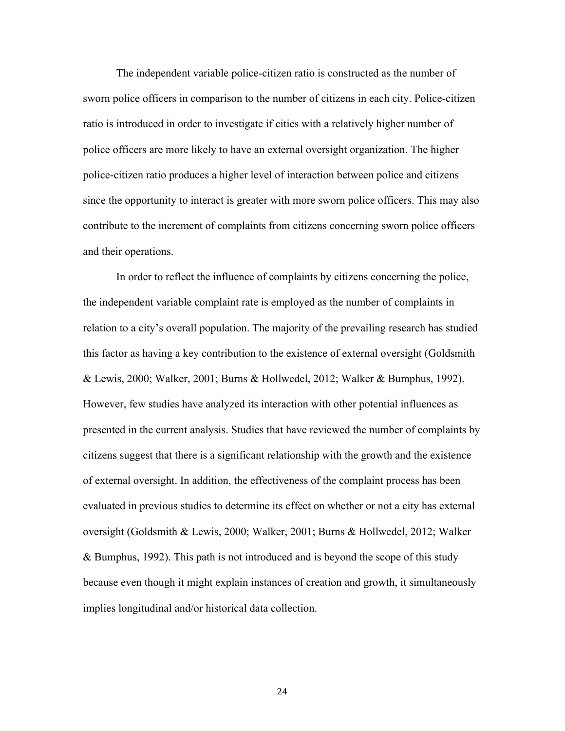The independent variable police-citizen ratio is constructed as the number of sworn police officers in comparison to the number of citizens in each city. Police-citizen ratio is introduced in order to investigate if cities with a relatively higher number of police officers are more likely to have an external oversight organization. The higher police-citizen ratio produces a higher level of interaction between police and citizens since the opportunity to interact is greater with more sworn police officers. This may also contribute to the increment of complaints from citizens concerning sworn police officers and their operations.

In order to reflect the influence of complaints by citizens concerning the police, the independent variable complaint rate is employed as the number of complaints in relation to a city's overall population. The majority of the prevailing research has studied this factor as having a key contribution to the existence of external oversight (Goldsmith & Lewis, 2000; Walker, 2001; Burns & Hollwedel, 2012; Walker & Bumphus, 1992). However, few studies have analyzed its interaction with other potential influences as presented in the current analysis. Studies that have reviewed the number of complaints by citizens suggest that there is a significant relationship with the growth and the existence of external oversight. In addition, the effectiveness of the complaint process has been evaluated in previous studies to determine its effect on whether or not a city has external oversight (Goldsmith & Lewis, 2000; Walker, 2001; Burns & Hollwedel, 2012; Walker & Bumphus, 1992). This path is not introduced and is beyond the scope of this study because even though it might explain instances of creation and growth, it simultaneously implies longitudinal and/or historical data collection.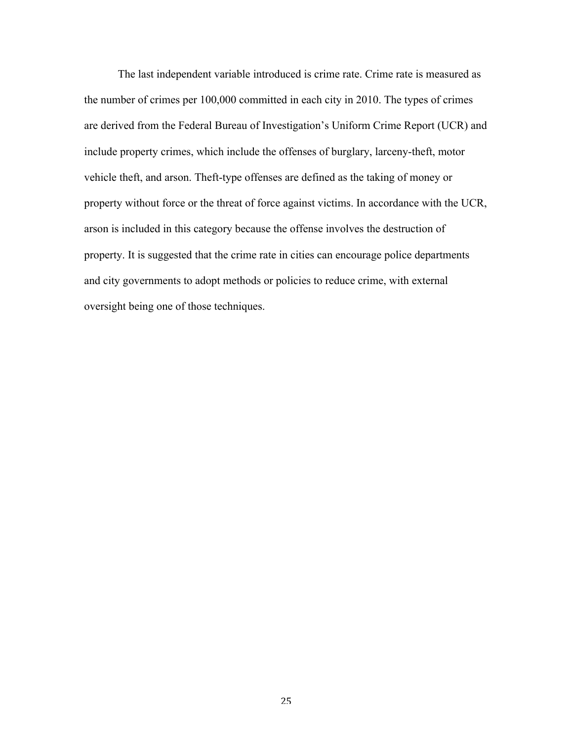The last independent variable introduced is crime rate. Crime rate is measured as the number of crimes per 100,000 committed in each city in 2010. The types of crimes are derived from the Federal Bureau of Investigation's Uniform Crime Report (UCR) and include property crimes, which include the offenses of burglary, larceny-theft, motor vehicle theft, and arson. Theft-type offenses are defined as the taking of money or property without force or the threat of force against victims. In accordance with the UCR, arson is included in this category because the offense involves the destruction of property. It is suggested that the crime rate in cities can encourage police departments and city governments to adopt methods or policies to reduce crime, with external oversight being one of those techniques.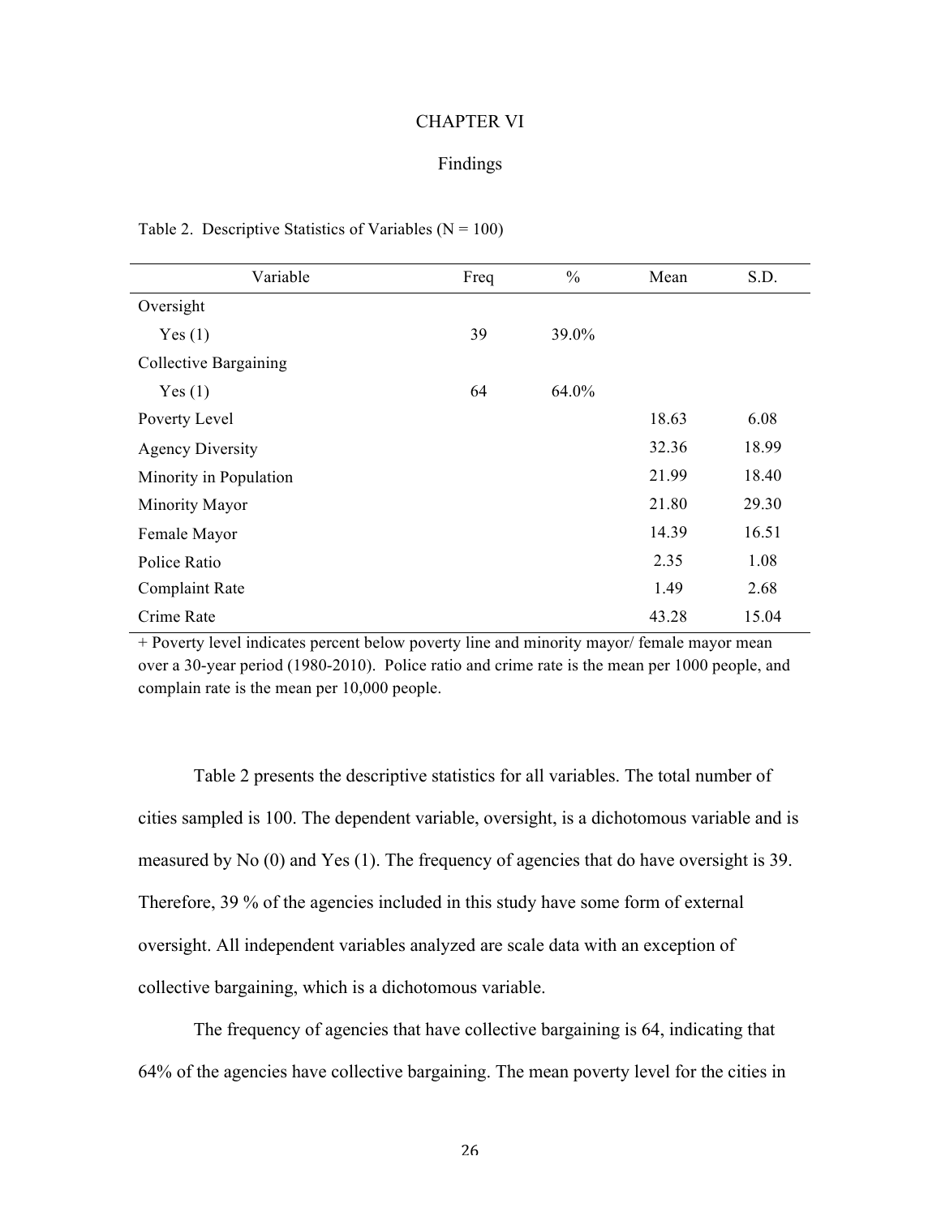# CHAPTER VI

## Findings

Table 2. Descriptive Statistics of Variables (N = 100)

| Variable | Freq | % | Mean | S.D. |
|---|---|---|---|---|
| Oversight | | | | |
| Yes (1) | 39 | 39.0% | | |
| Collective Bargaining | | | | |
| Yes (1) | 64 | 64.0% | | |
| Poverty Level | | | 18.63 | 6.08 |
| Agency Diversity | | | 32.36 | 18.99 |
| Minority in Population | | | 21.99 | 18.40 |
| Minority Mayor | | | 21.80 | 29.30 |
| Female Mayor | | | 14.39 | 16.51 |
| Police Ratio | | | 2.35 | 1.08 |
| Complaint Rate | | | 1.49 | 2.68 |
| Crime Rate | | | 43.28 | 15.04 |

+ Poverty level indicates percent below poverty line and minority mayor/ female mayor mean over a 30-year period (1980-2010). Police ratio and crime rate is the mean per 1000 people, and complain rate is the mean per 10,000 people.

Table 2 presents the descriptive statistics for all variables. The total number of cities sampled is 100. The dependent variable, oversight, is a dichotomous variable and is measured by No (0) and Yes (1). The frequency of agencies that do have oversight is 39. Therefore, 39 % of the agencies included in this study have some form of external oversight. All independent variables analyzed are scale data with an exception of collective bargaining, which is a dichotomous variable.

The frequency of agencies that have collective bargaining is 64, indicating that 64% of the agencies have collective bargaining. The mean poverty level for the cities in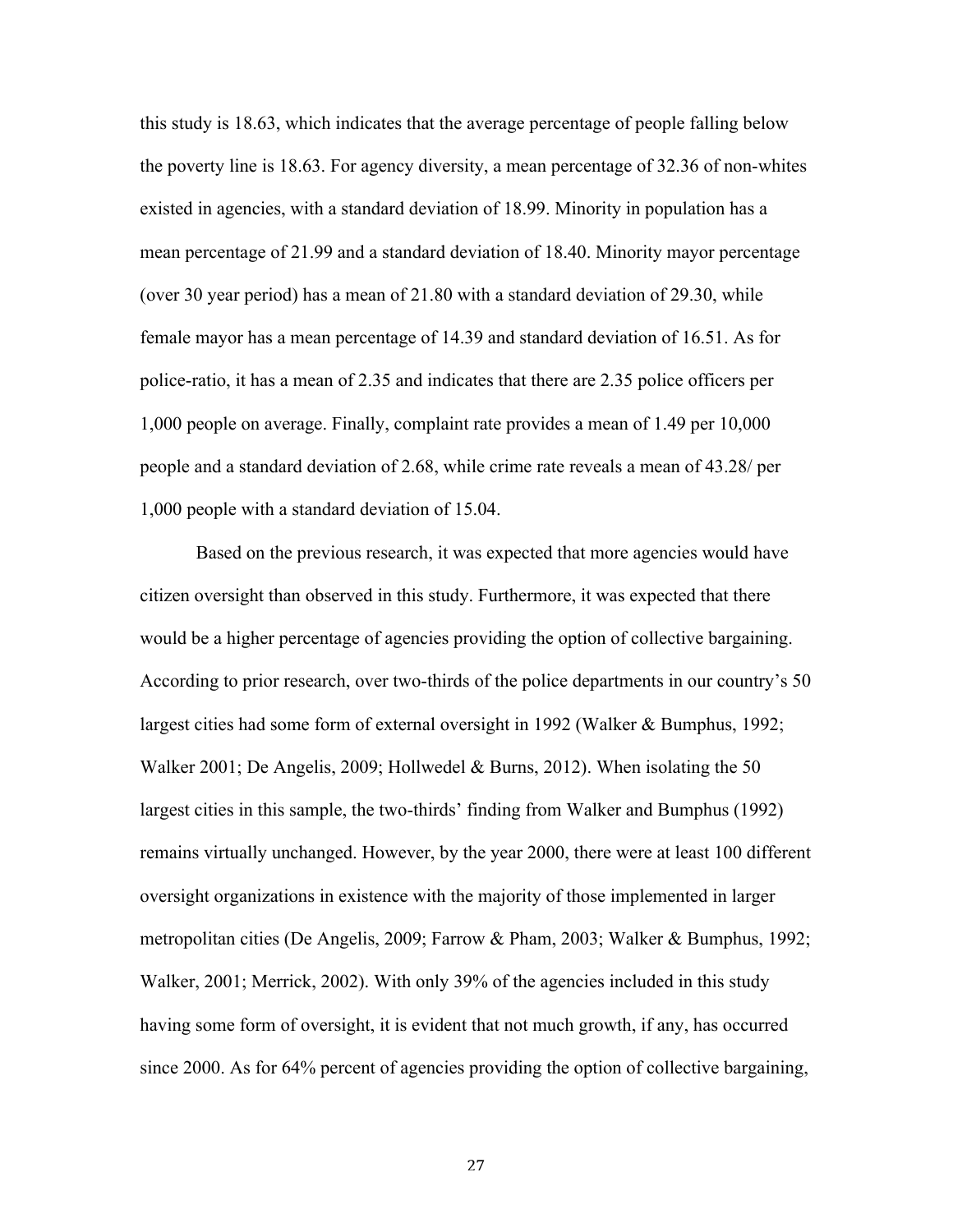this study is 18.63, which indicates that the average percentage of people falling below the poverty line is 18.63. For agency diversity, a mean percentage of 32.36 of non-whites existed in agencies, with a standard deviation of 18.99. Minority in population has a mean percentage of 21.99 and a standard deviation of 18.40. Minority mayor percentage (over 30 year period) has a mean of 21.80 with a standard deviation of 29.30, while female mayor has a mean percentage of 14.39 and standard deviation of 16.51. As for police-ratio, it has a mean of 2.35 and indicates that there are 2.35 police officers per 1,000 people on average. Finally, complaint rate provides a mean of 1.49 per 10,000 people and a standard deviation of 2.68, while crime rate reveals a mean of 43.28/ per 1,000 people with a standard deviation of 15.04.

Based on the previous research, it was expected that more agencies would have citizen oversight than observed in this study. Furthermore, it was expected that there would be a higher percentage of agencies providing the option of collective bargaining. According to prior research, over two-thirds of the police departments in our country's 50 largest cities had some form of external oversight in 1992 (Walker & Bumphus, 1992; Walker 2001; De Angelis, 2009; Hollwedel & Burns, 2012). When isolating the 50 largest cities in this sample, the two-thirds' finding from Walker and Bumphus (1992) remains virtually unchanged. However, by the year 2000, there were at least 100 different oversight organizations in existence with the majority of those implemented in larger metropolitan cities (De Angelis, 2009; Farrow & Pham, 2003; Walker & Bumphus, 1992; Walker, 2001; Merrick, 2002). With only 39% of the agencies included in this study having some form of oversight, it is evident that not much growth, if any, has occurred since 2000. As for 64% percent of agencies providing the option of collective bargaining,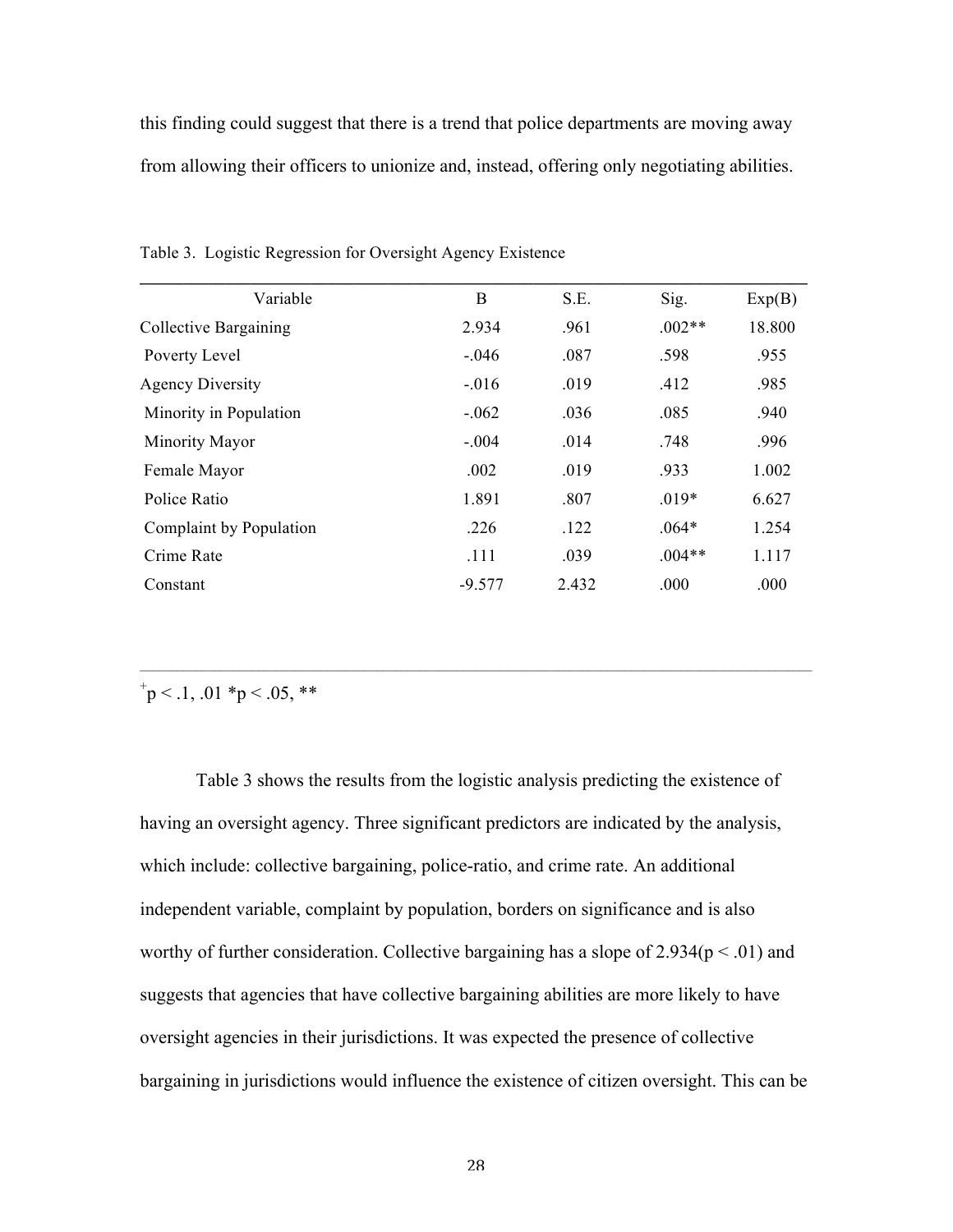this finding could suggest that there is a trend that police departments are moving away from allowing their officers to unionize and, instead, offering only negotiating abilities.

Table 3. Logistic Regression for Oversight Agency Existence

| Variable | B | S.E. | Sig. | Exp(B) |
|---|---|---|---|---|
| Collective Bargaining | 2.934 | .961 | .002** | 18.800 |
| Poverty Level | -.046 | .087 | .598 | .955 |
| Agency Diversity | -.016 | .019 | .412 | .985 |
| Minority in Population | -.062 | .036 | .085 | .940 |
| Minority Mayor | -.004 | .014 | .748 | .996 |
| Female Mayor | .002 | .019 | .933 | 1.002 |
| Police Ratio | 1.891 | .807 | .019* | 6.627 |
| Complaint by Population | .226 | .122 | .064* | 1.254 |
| Crime Rate | .111 | .039 | .004** | 1.117 |
| Constant | -9.577 | 2.432 | .000 | .000 |

$^{+}p < .1$, .01 *p < .05, **

Table 3 shows the results from the logistic analysis predicting the existence of having an oversight agency. Three significant predictors are indicated by the analysis, which include: collective bargaining, police-ratio, and crime rate. An additional independent variable, complaint by population, borders on significance and is also worthy of further consideration. Collective bargaining has a slope of 2.934($p < .01$) and suggests that agencies that have collective bargaining abilities are more likely to have oversight agencies in their jurisdictions. It was expected the presence of collective bargaining in jurisdictions would influence the existence of citizen oversight. This can be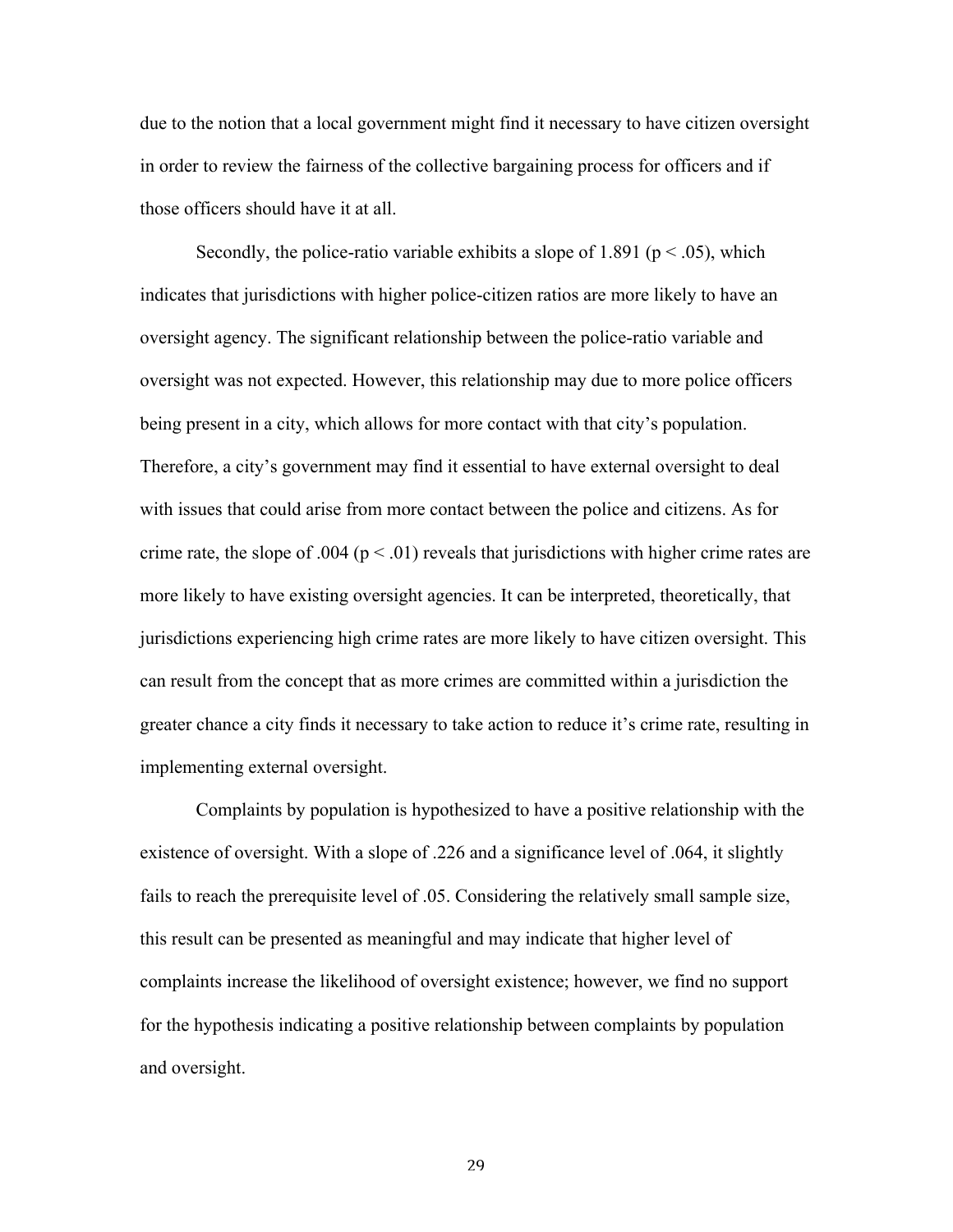due to the notion that a local government might find it necessary to have citizen oversight in order to review the fairness of the collective bargaining process for officers and if those officers should have it at all.

Secondly, the police-ratio variable exhibits a slope of 1.891 ($p < .05$), which indicates that jurisdictions with higher police-citizen ratios are more likely to have an oversight agency. The significant relationship between the police-ratio variable and oversight was not expected. However, this relationship may due to more police officers being present in a city, which allows for more contact with that city's population. Therefore, a city's government may find it essential to have external oversight to deal with issues that could arise from more contact between the police and citizens. As for crime rate, the slope of .004 ($p < .01$) reveals that jurisdictions with higher crime rates are more likely to have existing oversight agencies. It can be interpreted, theoretically, that jurisdictions experiencing high crime rates are more likely to have citizen oversight. This can result from the concept that as more crimes are committed within a jurisdiction the greater chance a city finds it necessary to take action to reduce it's crime rate, resulting in implementing external oversight.

Complaints by population is hypothesized to have a positive relationship with the existence of oversight. With a slope of .226 and a significance level of .064, it slightly fails to reach the prerequisite level of .05. Considering the relatively small sample size, this result can be presented as meaningful and may indicate that higher level of complaints increase the likelihood of oversight existence; however, we find no support for the hypothesis indicating a positive relationship between complaints by population and oversight.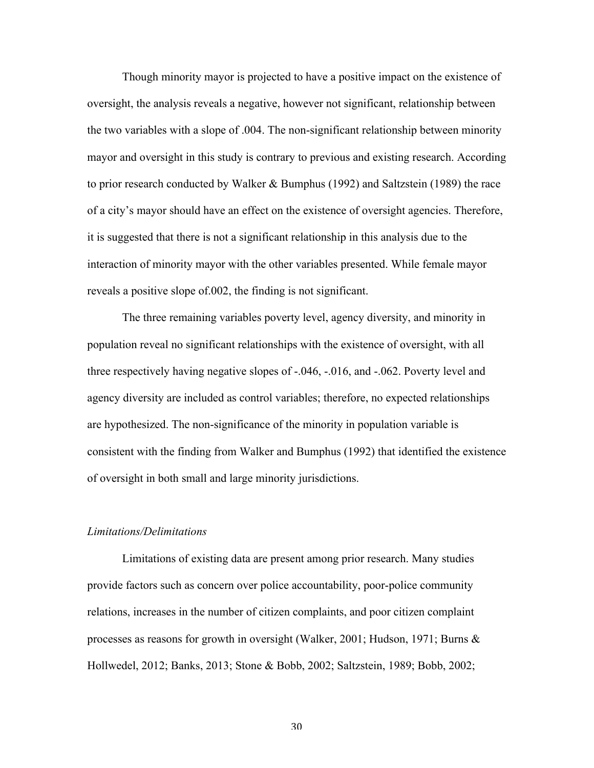Though minority mayor is projected to have a positive impact on the existence of oversight, the analysis reveals a negative, however not significant, relationship between the two variables with a slope of .004. The non-significant relationship between minority mayor and oversight in this study is contrary to previous and existing research. According to prior research conducted by Walker & Bumphus (1992) and Saltzstein (1989) the race of a city's mayor should have an effect on the existence of oversight agencies. Therefore, it is suggested that there is not a significant relationship in this analysis due to the interaction of minority mayor with the other variables presented. While female mayor reveals a positive slope of.002, the finding is not significant.

The three remaining variables poverty level, agency diversity, and minority in population reveal no significant relationships with the existence of oversight, with all three respectively having negative slopes of -.046, -.016, and -.062. Poverty level and agency diversity are included as control variables; therefore, no expected relationships are hypothesized. The non-significance of the minority in population variable is consistent with the finding from Walker and Bumphus (1992) that identified the existence of oversight in both small and large minority jurisdictions.

*Limitations/Delimitations*

Limitations of existing data are present among prior research. Many studies provide factors such as concern over police accountability, poor-police community relations, increases in the number of citizen complaints, and poor citizen complaint processes as reasons for growth in oversight (Walker, 2001; Hudson, 1971; Burns & Hollwedel, 2012; Banks, 2013; Stone & Bobb, 2002; Saltzstein, 1989; Bobb, 2002;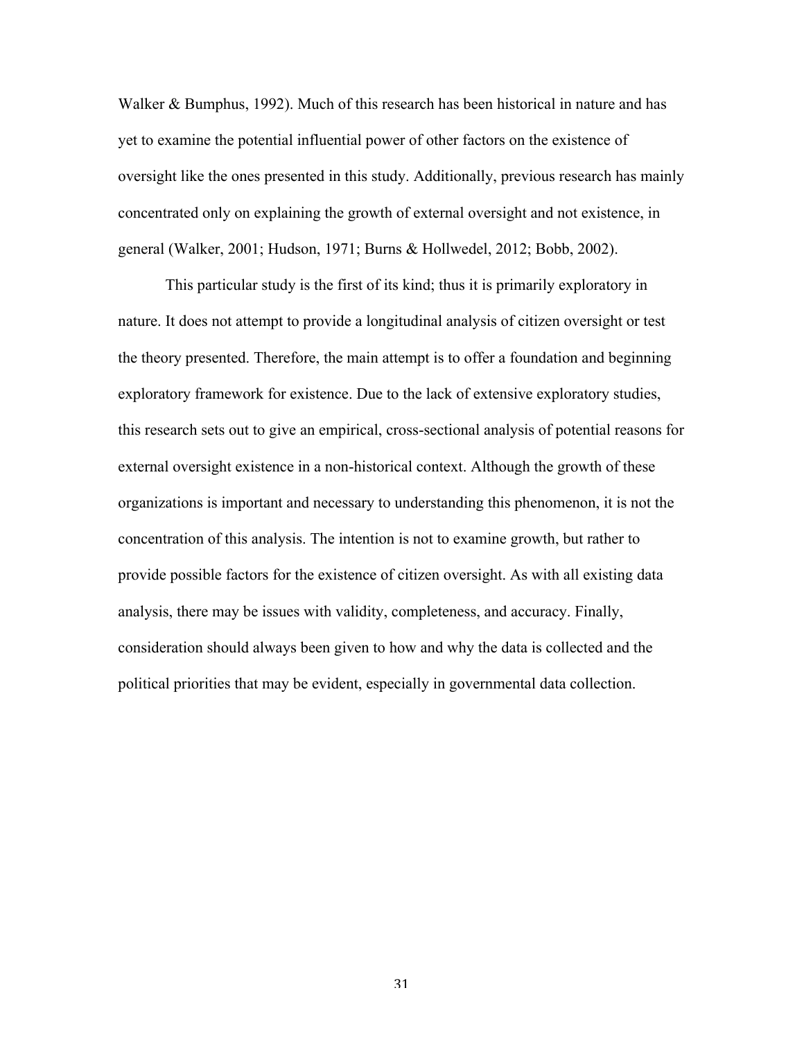Walker & Bumphus, 1992). Much of this research has been historical in nature and has yet to examine the potential influential power of other factors on the existence of oversight like the ones presented in this study. Additionally, previous research has mainly concentrated only on explaining the growth of external oversight and not existence, in general (Walker, 2001; Hudson, 1971; Burns & Hollwedel, 2012; Bobb, 2002).

This particular study is the first of its kind; thus it is primarily exploratory in nature. It does not attempt to provide a longitudinal analysis of citizen oversight or test the theory presented. Therefore, the main attempt is to offer a foundation and beginning exploratory framework for existence. Due to the lack of extensive exploratory studies, this research sets out to give an empirical, cross-sectional analysis of potential reasons for external oversight existence in a non-historical context. Although the growth of these organizations is important and necessary to understanding this phenomenon, it is not the concentration of this analysis. The intention is not to examine growth, but rather to provide possible factors for the existence of citizen oversight. As with all existing data analysis, there may be issues with validity, completeness, and accuracy. Finally, consideration should always been given to how and why the data is collected and the political priorities that may be evident, especially in governmental data collection.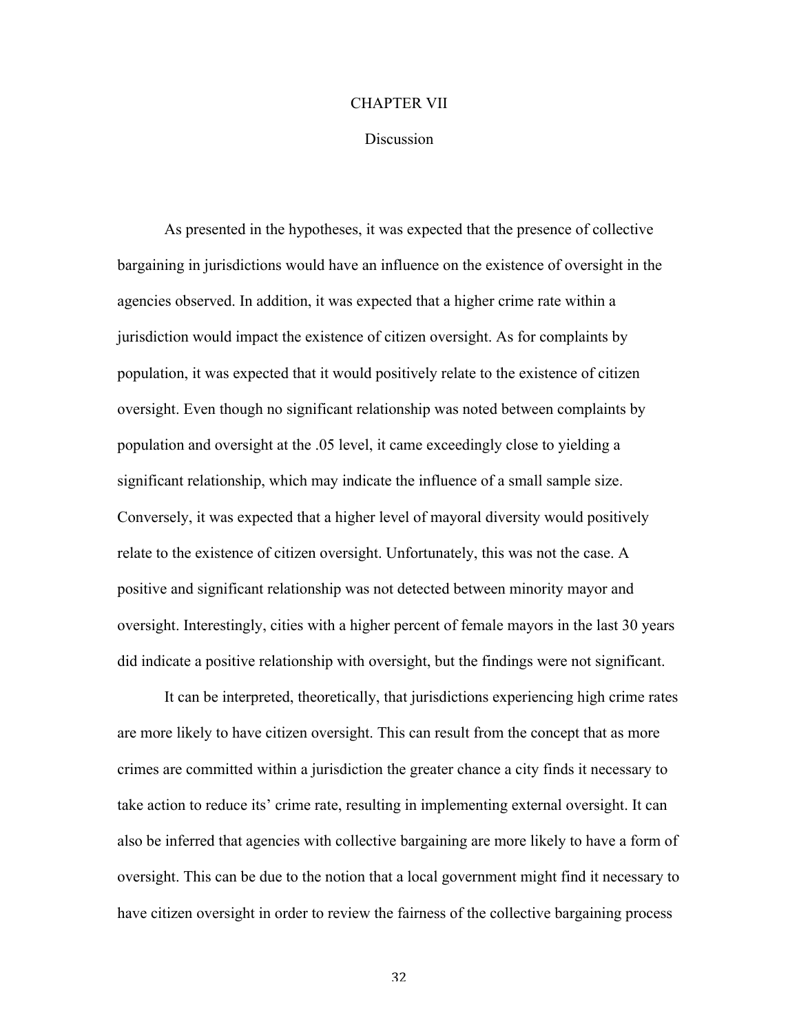# CHAPTER VII

## Discussion

As presented in the hypotheses, it was expected that the presence of collective bargaining in jurisdictions would have an influence on the existence of oversight in the agencies observed. In addition, it was expected that a higher crime rate within a jurisdiction would impact the existence of citizen oversight. As for complaints by population, it was expected that it would positively relate to the existence of citizen oversight. Even though no significant relationship was noted between complaints by population and oversight at the .05 level, it came exceedingly close to yielding a significant relationship, which may indicate the influence of a small sample size. Conversely, it was expected that a higher level of mayoral diversity would positively relate to the existence of citizen oversight. Unfortunately, this was not the case. A positive and significant relationship was not detected between minority mayor and oversight. Interestingly, cities with a higher percent of female mayors in the last 30 years did indicate a positive relationship with oversight, but the findings were not significant.

It can be interpreted, theoretically, that jurisdictions experiencing high crime rates are more likely to have citizen oversight. This can result from the concept that as more crimes are committed within a jurisdiction the greater chance a city finds it necessary to take action to reduce its' crime rate, resulting in implementing external oversight. It can also be inferred that agencies with collective bargaining are more likely to have a form of oversight. This can be due to the notion that a local government might find it necessary to have citizen oversight in order to review the fairness of the collective bargaining process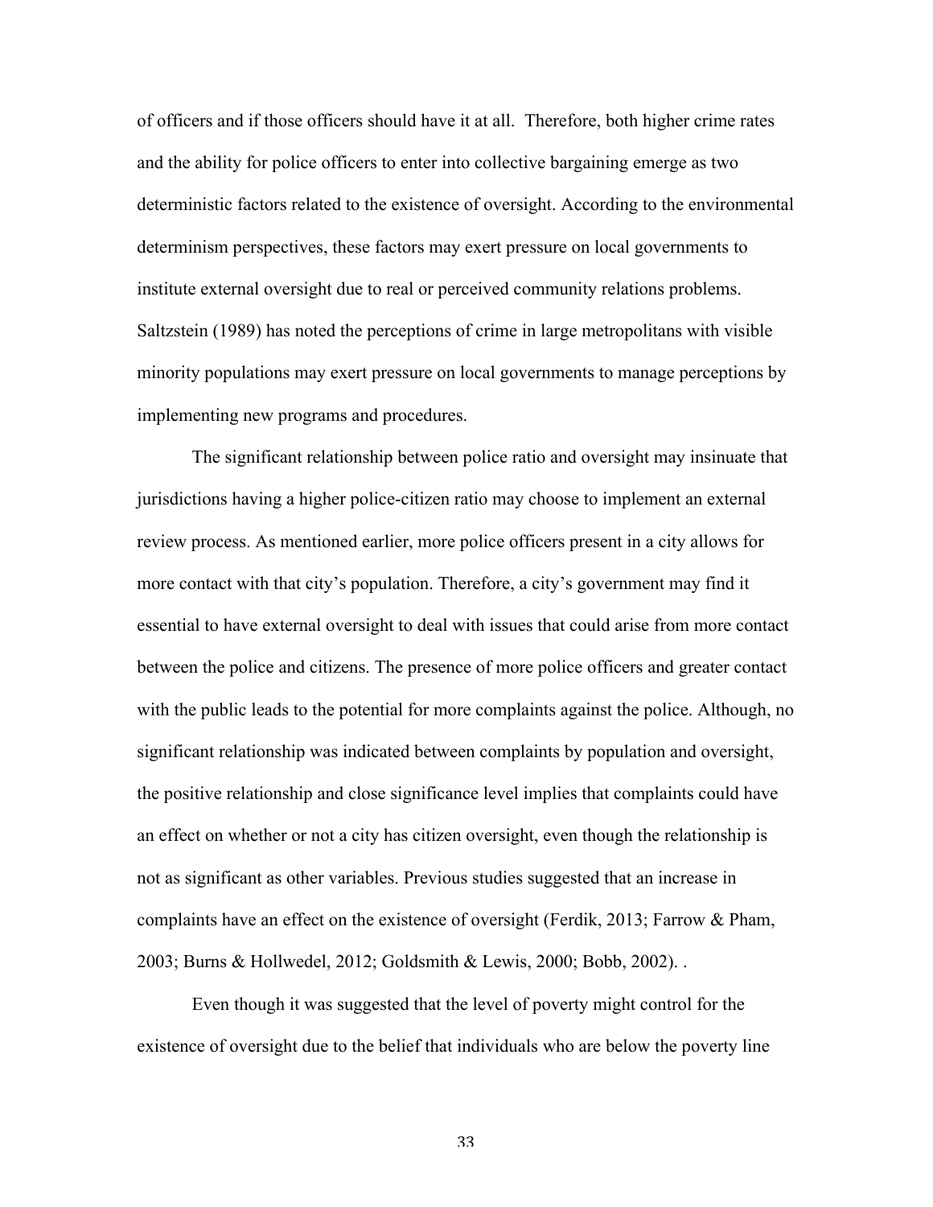of officers and if those officers should have it at all. Therefore, both higher crime rates and the ability for police officers to enter into collective bargaining emerge as two deterministic factors related to the existence of oversight. According to the environmental determinism perspectives, these factors may exert pressure on local governments to institute external oversight due to real or perceived community relations problems. Saltzstein (1989) has noted the perceptions of crime in large metropolitans with visible minority populations may exert pressure on local governments to manage perceptions by implementing new programs and procedures.

The significant relationship between police ratio and oversight may insinuate that jurisdictions having a higher police-citizen ratio may choose to implement an external review process. As mentioned earlier, more police officers present in a city allows for more contact with that city's population. Therefore, a city's government may find it essential to have external oversight to deal with issues that could arise from more contact between the police and citizens. The presence of more police officers and greater contact with the public leads to the potential for more complaints against the police. Although, no significant relationship was indicated between complaints by population and oversight, the positive relationship and close significance level implies that complaints could have an effect on whether or not a city has citizen oversight, even though the relationship is not as significant as other variables. Previous studies suggested that an increase in complaints have an effect on the existence of oversight (Ferdik, 2013; Farrow & Pham, 2003; Burns & Hollwedel, 2012; Goldsmith & Lewis, 2000; Bobb, 2002). .

Even though it was suggested that the level of poverty might control for the existence of oversight due to the belief that individuals who are below the poverty line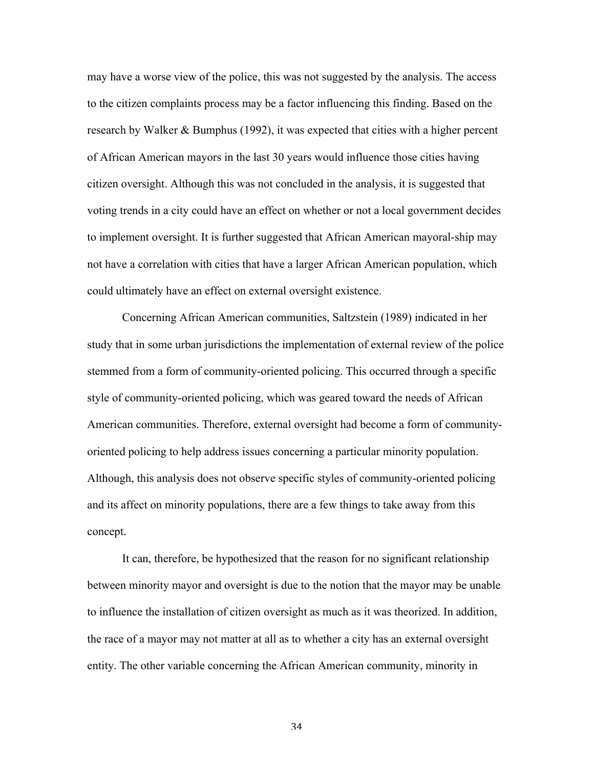may have a worse view of the police, this was not suggested by the analysis. The access to the citizen complaints process may be a factor influencing this finding. Based on the research by Walker & Bumphus (1992), it was expected that cities with a higher percent of African American mayors in the last 30 years would influence those cities having citizen oversight. Although this was not concluded in the analysis, it is suggested that voting trends in a city could have an effect on whether or not a local government decides to implement oversight. It is further suggested that African American mayoral-ship may not have a correlation with cities that have a larger African American population, which could ultimately have an effect on external oversight existence.

Concerning African American communities, Saltzstein (1989) indicated in her study that in some urban jurisdictions the implementation of external review of the police stemmed from a form of community-oriented policing. This occurred through a specific style of community-oriented policing, which was geared toward the needs of African American communities. Therefore, external oversight had become a form of community-oriented policing to help address issues concerning a particular minority population. Although, this analysis does not observe specific styles of community-oriented policing and its affect on minority populations, there are a few things to take away from this concept.

It can, therefore, be hypothesized that the reason for no significant relationship between minority mayor and oversight is due to the notion that the mayor may be unable to influence the installation of citizen oversight as much as it was theorized. In addition, the race of a mayor may not matter at all as to whether a city has an external oversight entity. The other variable concerning the African American community, minority in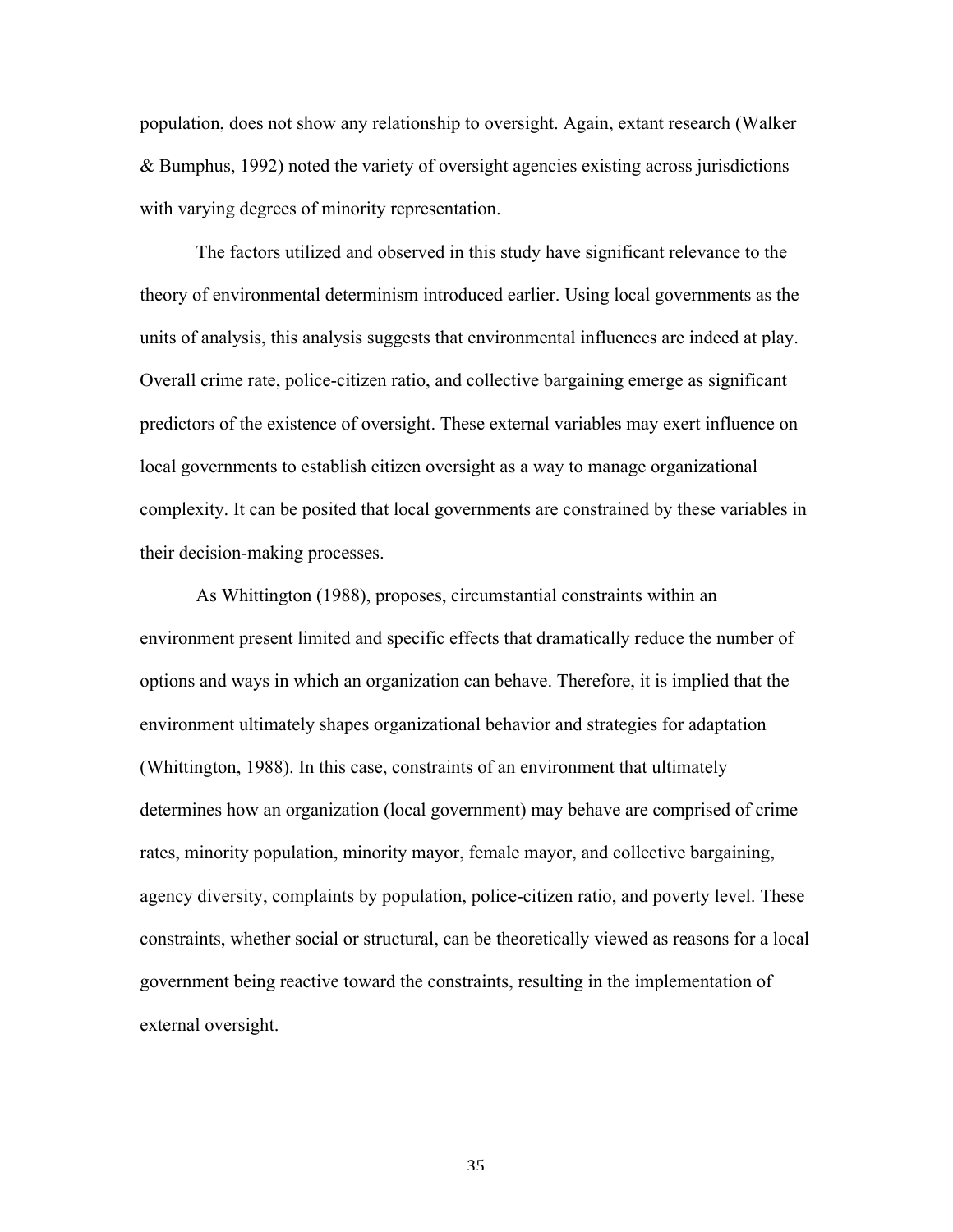population, does not show any relationship to oversight. Again, extant research (Walker & Bumphus, 1992) noted the variety of oversight agencies existing across jurisdictions with varying degrees of minority representation.

The factors utilized and observed in this study have significant relevance to the theory of environmental determinism introduced earlier. Using local governments as the units of analysis, this analysis suggests that environmental influences are indeed at play. Overall crime rate, police-citizen ratio, and collective bargaining emerge as significant predictors of the existence of oversight. These external variables may exert influence on local governments to establish citizen oversight as a way to manage organizational complexity. It can be posited that local governments are constrained by these variables in their decision-making processes.

As Whittington (1988), proposes, circumstantial constraints within an environment present limited and specific effects that dramatically reduce the number of options and ways in which an organization can behave. Therefore, it is implied that the environment ultimately shapes organizational behavior and strategies for adaptation (Whittington, 1988). In this case, constraints of an environment that ultimately determines how an organization (local government) may behave are comprised of crime rates, minority population, minority mayor, female mayor, and collective bargaining, agency diversity, complaints by population, police-citizen ratio, and poverty level. These constraints, whether social or structural, can be theoretically viewed as reasons for a local government being reactive toward the constraints, resulting in the implementation of external oversight.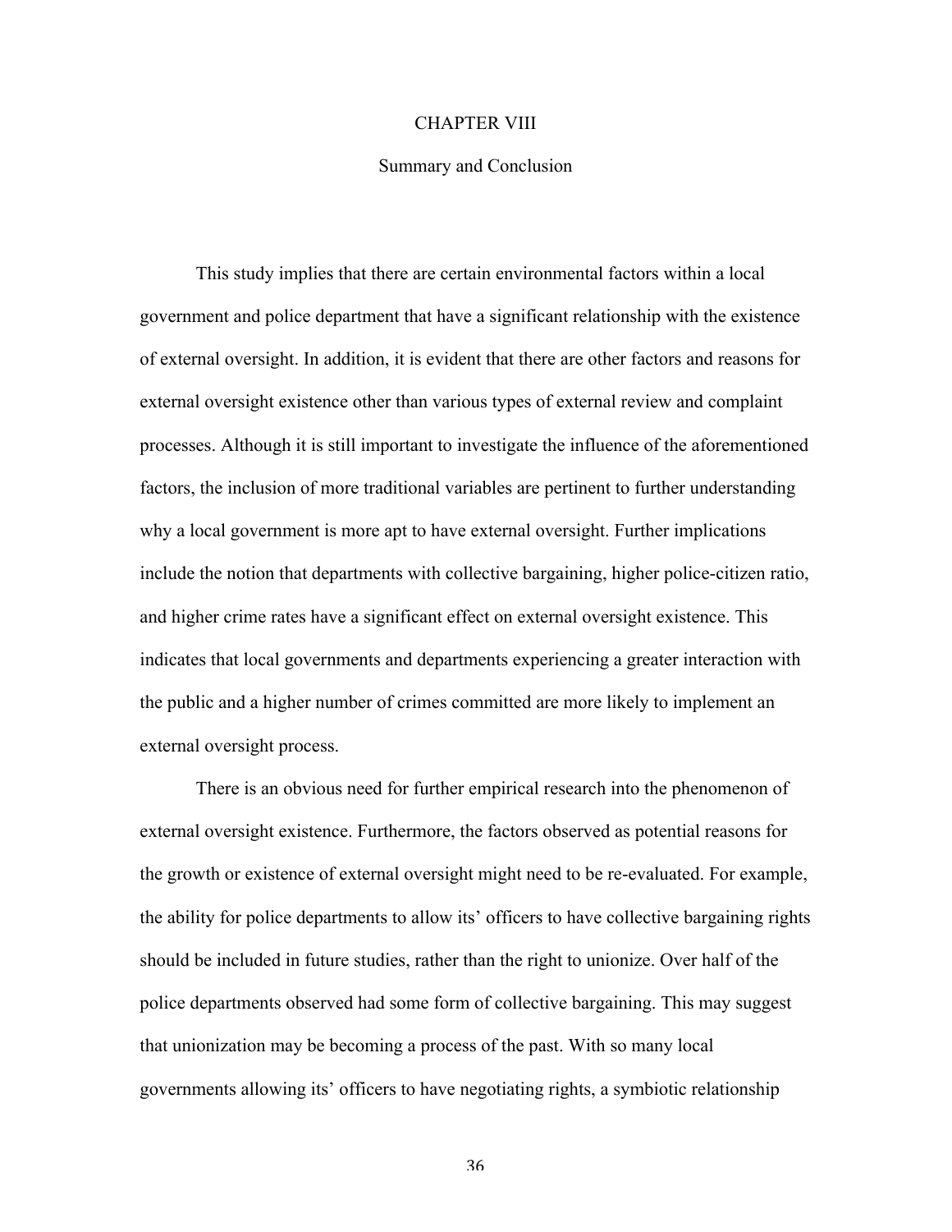# CHAPTER VIII

## Summary and Conclusion

This study implies that there are certain environmental factors within a local government and police department that have a significant relationship with the existence of external oversight. In addition, it is evident that there are other factors and reasons for external oversight existence other than various types of external review and complaint processes. Although it is still important to investigate the influence of the aforementioned factors, the inclusion of more traditional variables are pertinent to further understanding why a local government is more apt to have external oversight. Further implications include the notion that departments with collective bargaining, higher police-citizen ratio, and higher crime rates have a significant effect on external oversight existence. This indicates that local governments and departments experiencing a greater interaction with the public and a higher number of crimes committed are more likely to implement an external oversight process.

There is an obvious need for further empirical research into the phenomenon of external oversight existence. Furthermore, the factors observed as potential reasons for the growth or existence of external oversight might need to be re-evaluated. For example, the ability for police departments to allow its' officers to have collective bargaining rights should be included in future studies, rather than the right to unionize. Over half of the police departments observed had some form of collective bargaining. This may suggest that unionization may be becoming a process of the past. With so many local governments allowing its' officers to have negotiating rights, a symbiotic relationship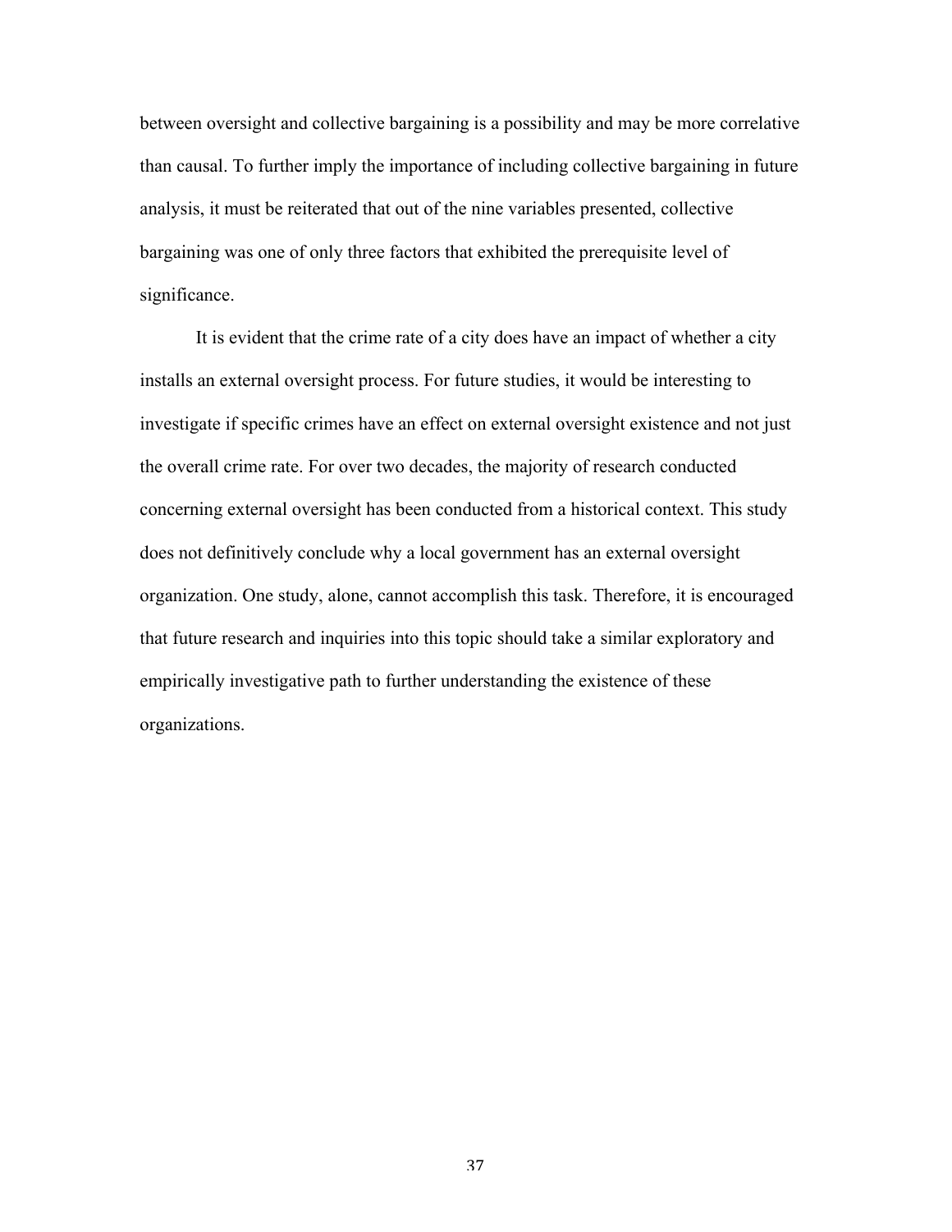between oversight and collective bargaining is a possibility and may be more correlative than causal. To further imply the importance of including collective bargaining in future analysis, it must be reiterated that out of the nine variables presented, collective bargaining was one of only three factors that exhibited the prerequisite level of significance.

It is evident that the crime rate of a city does have an impact of whether a city installs an external oversight process. For future studies, it would be interesting to investigate if specific crimes have an effect on external oversight existence and not just the overall crime rate. For over two decades, the majority of research conducted concerning external oversight has been conducted from a historical context. This study does not definitively conclude why a local government has an external oversight organization. One study, alone, cannot accomplish this task. Therefore, it is encouraged that future research and inquiries into this topic should take a similar exploratory and empirically investigative path to further understanding the existence of these organizations.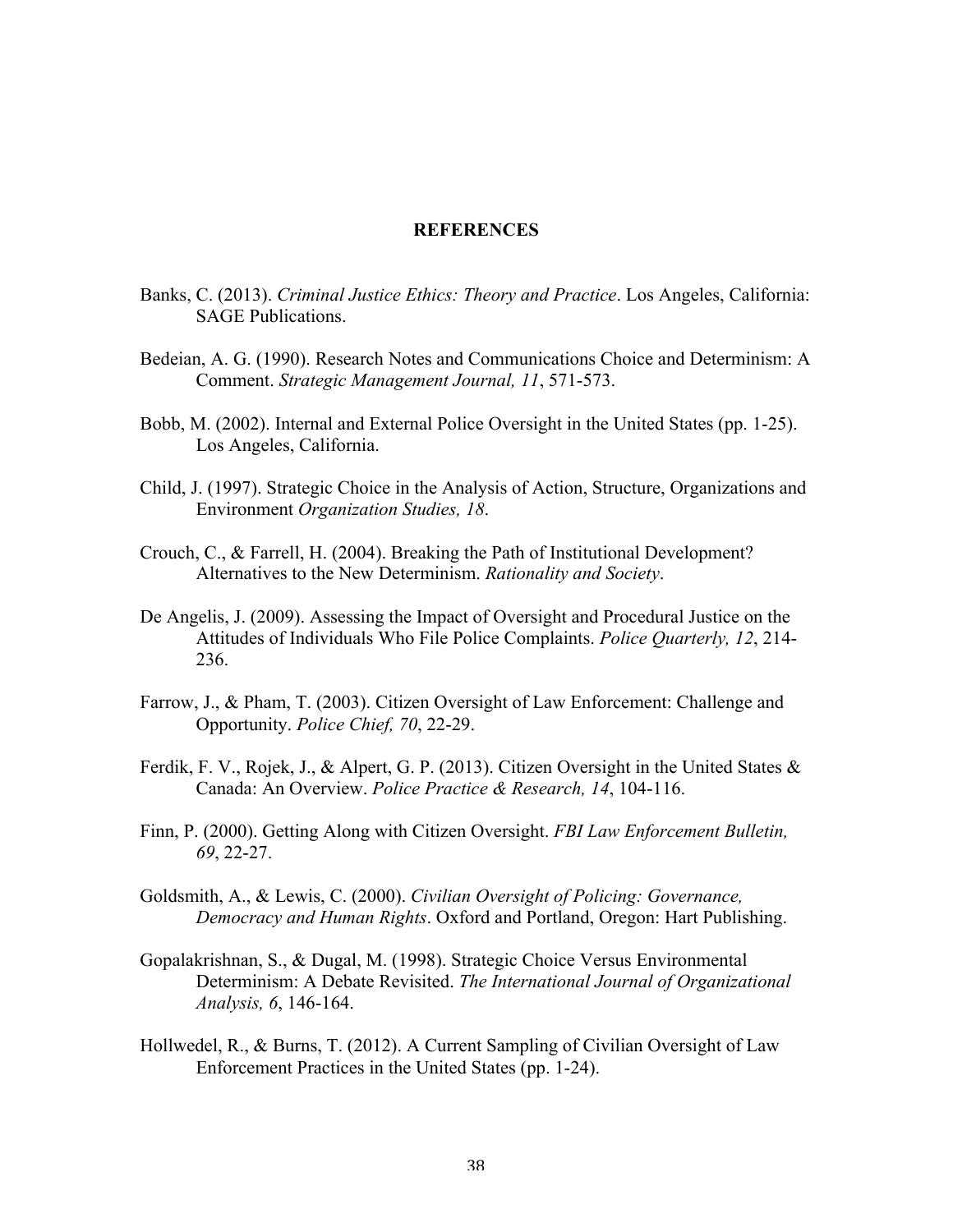# REFERENCES

Banks, C. (2013). *Criminal Justice Ethics: Theory and Practice*. Los Angeles, California: SAGE Publications.

Bedeian, A. G. (1990). Research Notes and Communications Choice and Determinism: A Comment. *Strategic Management Journal, 11*, 571-573.

Bobb, M. (2002). Internal and External Police Oversight in the United States (pp. 1-25). Los Angeles, California.

Child, J. (1997). Strategic Choice in the Analysis of Action, Structure, Organizations and Environment *Organization Studies, 18*.

Crouch, C., & Farrell, H. (2004). Breaking the Path of Institutional Development? Alternatives to the New Determinism. *Rationality and Society*.

De Angelis, J. (2009). Assessing the Impact of Oversight and Procedural Justice on the Attitudes of Individuals Who File Police Complaints. *Police Quarterly, 12*, 214-236.

Farrow, J., & Pham, T. (2003). Citizen Oversight of Law Enforcement: Challenge and Opportunity. *Police Chief, 70*, 22-29.

Ferdik, F. V., Rojek, J., & Alpert, G. P. (2013). Citizen Oversight in the United States & Canada: An Overview. *Police Practice & Research, 14*, 104-116.

Finn, P. (2000). Getting Along with Citizen Oversight. *FBI Law Enforcement Bulletin, 69*, 22-27.

Goldsmith, A., & Lewis, C. (2000). *Civilian Oversight of Policing: Governance, Democracy and Human Rights*. Oxford and Portland, Oregon: Hart Publishing.

Gopalakrishnan, S., & Dugal, M. (1998). Strategic Choice Versus Environmental Determinism: A Debate Revisited. *The International Journal of Organizational Analysis, 6*, 146-164.

Hollwedel, R., & Burns, T. (2012). A Current Sampling of Civilian Oversight of Law Enforcement Practices in the United States (pp. 1-24).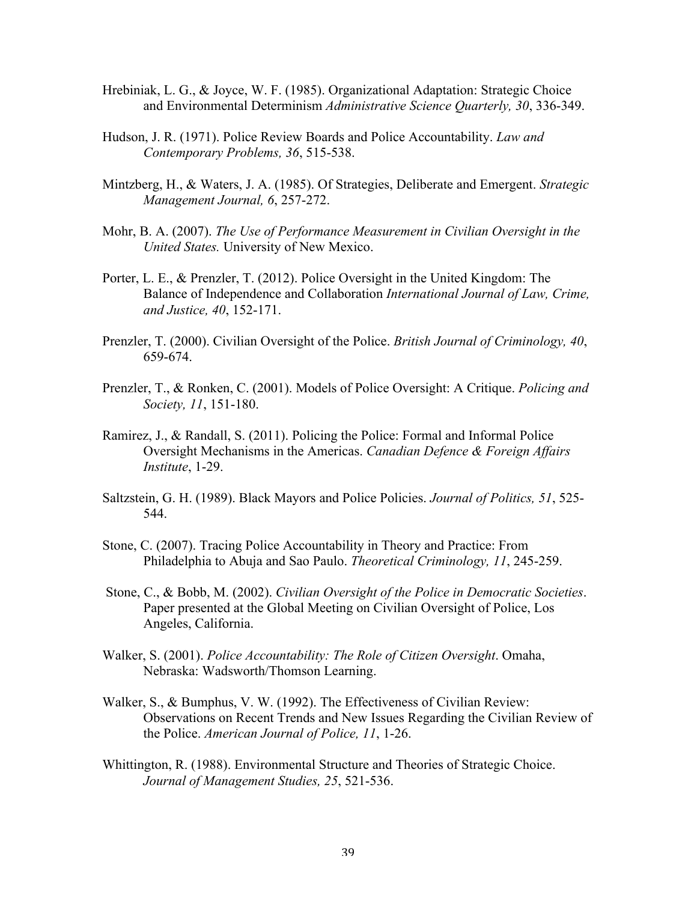Hrebiniak, L. G., & Joyce, W. F. (1985). Organizational Adaptation: Strategic Choice and Environmental Determinism *Administrative Science Quarterly, 30*, 336-349.

Hudson, J. R. (1971). Police Review Boards and Police Accountability. *Law and Contemporary Problems, 36*, 515-538.

Mintzberg, H., & Waters, J. A. (1985). Of Strategies, Deliberate and Emergent. *Strategic Management Journal, 6*, 257-272.

Mohr, B. A. (2007). *The Use of Performance Measurement in Civilian Oversight in the United States.* University of New Mexico.

Porter, L. E., & Prenzler, T. (2012). Police Oversight in the United Kingdom: The Balance of Independence and Collaboration *International Journal of Law, Crime, and Justice, 40*, 152-171.

Prenzler, T. (2000). Civilian Oversight of the Police. *British Journal of Criminology, 40*, 659-674.

Prenzler, T., & Ronken, C. (2001). Models of Police Oversight: A Critique. *Policing and Society, 11*, 151-180.

Ramirez, J., & Randall, S. (2011). Policing the Police: Formal and Informal Police Oversight Mechanisms in the Americas. *Canadian Defence & Foreign Affairs Institute*, 1-29.

Saltzstein, G. H. (1989). Black Mayors and Police Policies. *Journal of Politics, 51*, 525-544.

Stone, C. (2007). Tracing Police Accountability in Theory and Practice: From Philadelphia to Abuja and Sao Paulo. *Theoretical Criminology, 11*, 245-259.

Stone, C., & Bobb, M. (2002). *Civilian Oversight of the Police in Democratic Societies*. Paper presented at the Global Meeting on Civilian Oversight of Police, Los Angeles, California.

Walker, S. (2001). *Police Accountability: The Role of Citizen Oversight*. Omaha, Nebraska: Wadsworth/Thomson Learning.

Walker, S., & Bumphus, V. W. (1992). The Effectiveness of Civilian Review: Observations on Recent Trends and New Issues Regarding the Civilian Review of the Police. *American Journal of Police, 11*, 1-26.

Whittington, R. (1988). Environmental Structure and Theories of Strategic Choice. *Journal of Management Studies, 25*, 521-536.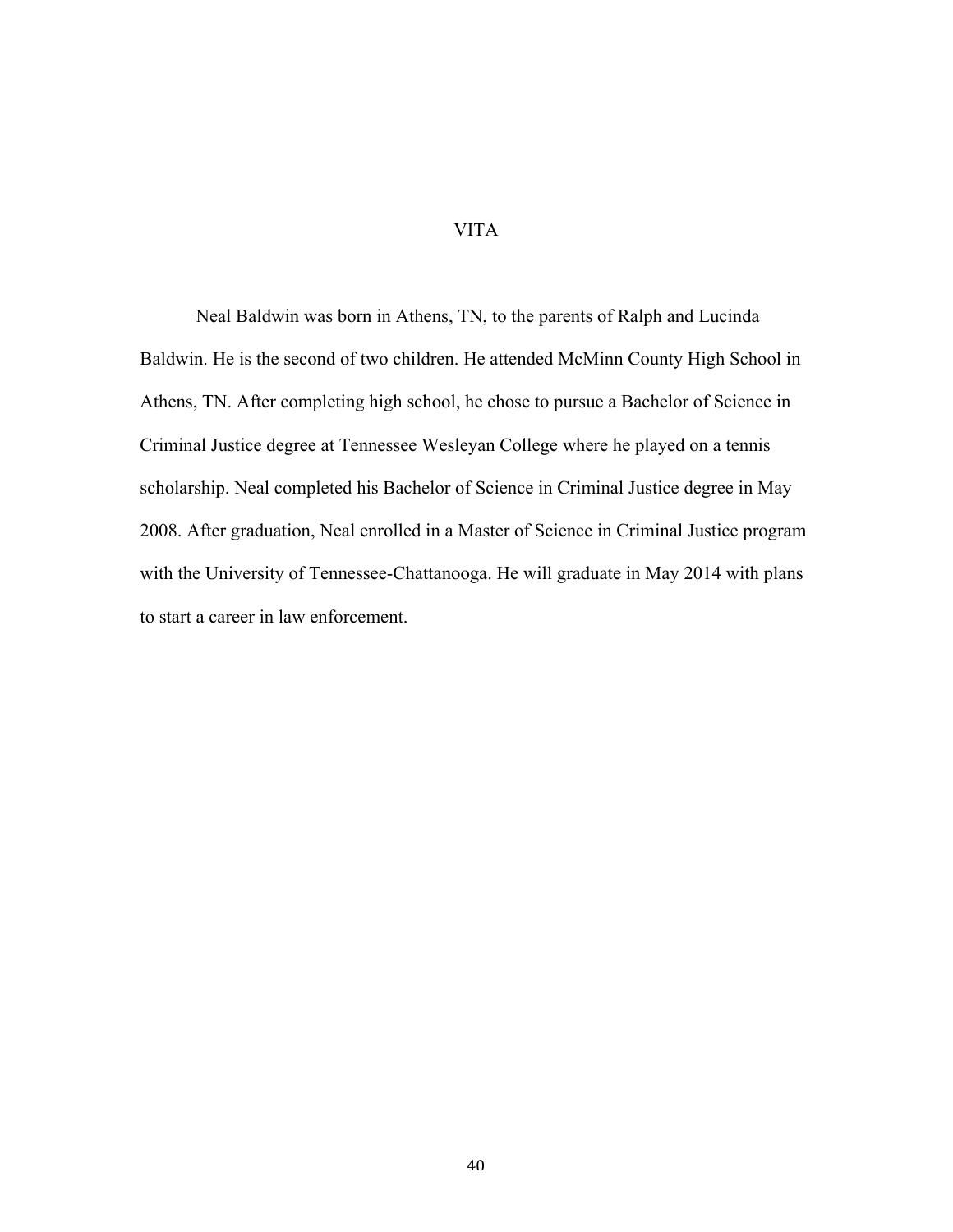# VITA

Neal Baldwin was born in Athens, TN, to the parents of Ralph and Lucinda Baldwin. He is the second of two children. He attended McMinn County High School in Athens, TN. After completing high school, he chose to pursue a Bachelor of Science in Criminal Justice degree at Tennessee Wesleyan College where he played on a tennis scholarship. Neal completed his Bachelor of Science in Criminal Justice degree in May 2008. After graduation, Neal enrolled in a Master of Science in Criminal Justice program with the University of Tennessee-Chattanooga. He will graduate in May 2014 with plans to start a career in law enforcement.